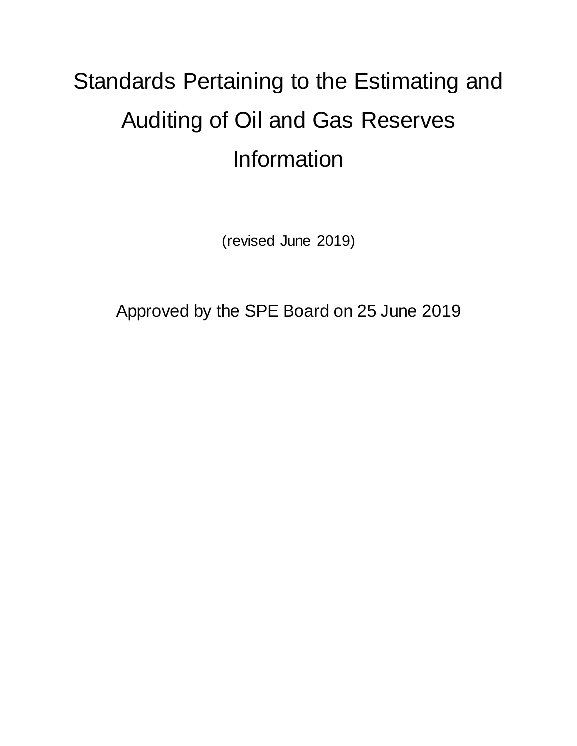# Standards Pertaining to the Estimating and Auditing of Oil and Gas Reserves Information

(revised June 2019)

Approved by the SPE Board on 25 June 2019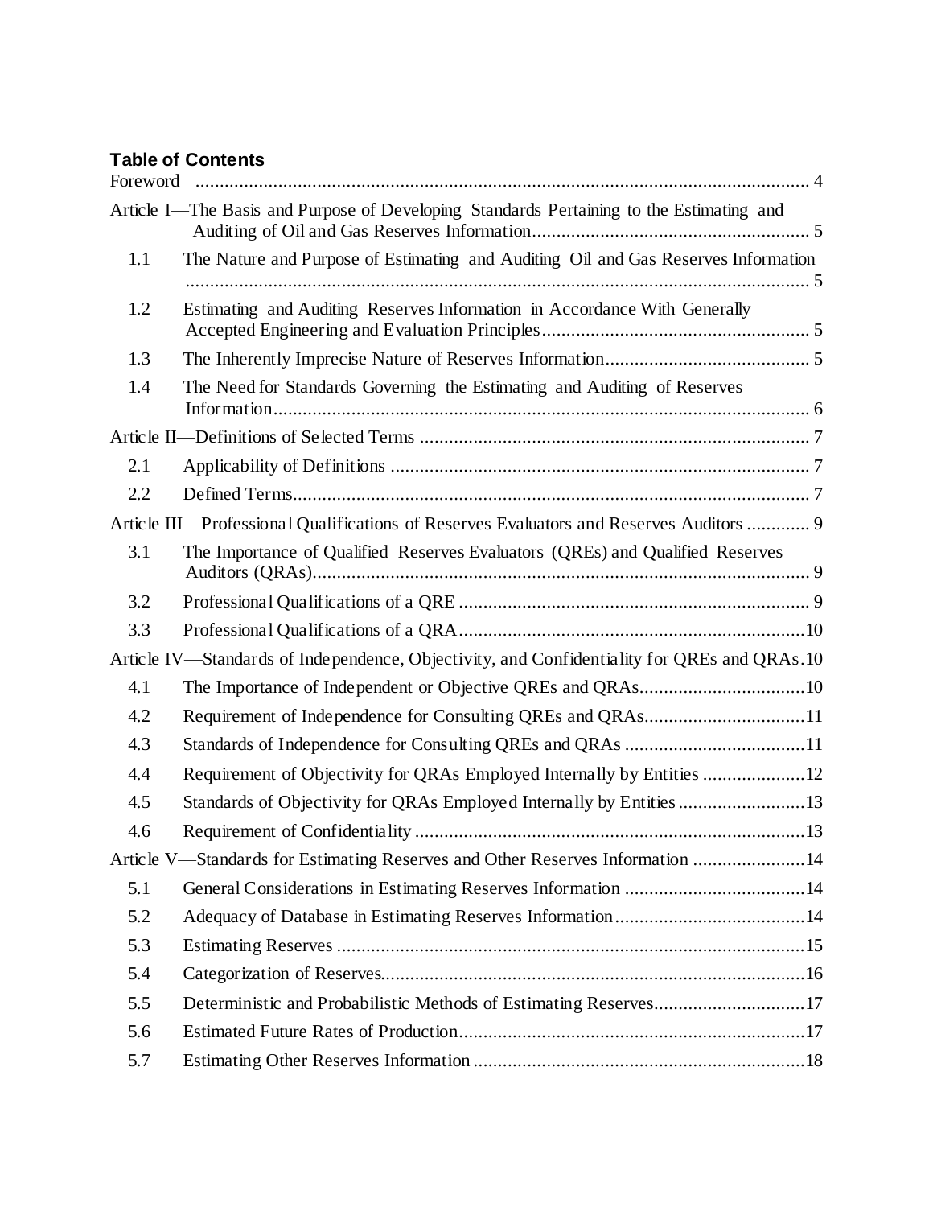**Table of Contents**

Foreword ..... 4

Article I—The Basis and Purpose of Developing Standards Pertaining to the Estimating and Auditing of Oil and Gas Reserves Information ..... 5

- 1.1 The Nature and Purpose of Estimating and Auditing Oil and Gas Reserves Information ..... 5
- 1.2 Estimating and Auditing Reserves Information in Accordance With Generally Accepted Engineering and Evaluation Principles ..... 5
- 1.3 The Inherently Imprecise Nature of Reserves Information ..... 5
- 1.4 The Need for Standards Governing the Estimating and Auditing of Reserves Information ..... 6

Article II—Definitions of Selected Terms ..... 7

- 2.1 Applicability of Definitions ..... 7
- 2.2 Defined Terms ..... 7

Article III—Professional Qualifications of Reserves Evaluators and Reserves Auditors ..... 9

- 3.1 The Importance of Qualified Reserves Evaluators (QREs) and Qualified Reserves Auditors (QRAs) ..... 9
- 3.2 Professional Qualifications of a QRE ..... 9
- 3.3 Professional Qualifications of a QRA ..... 10

Article IV—Standards of Independence, Objectivity, and Confidentiality for QREs and QRAs ..... 10

- 4.1 The Importance of Independent or Objective QREs and QRAs ..... 10
- 4.2 Requirement of Independence for Consulting QREs and QRAs ..... 11
- 4.3 Standards of Independence for Consulting QREs and QRAs ..... 11
- 4.4 Requirement of Objectivity for QRAs Employed Internally by Entities ..... 12
- 4.5 Standards of Objectivity for QRAs Employed Internally by Entities ..... 13
- 4.6 Requirement of Confidentiality ..... 13

Article V—Standards for Estimating Reserves and Other Reserves Information ..... 14

- 5.1 General Considerations in Estimating Reserves Information ..... 14
- 5.2 Adequacy of Database in Estimating Reserves Information ..... 14
- 5.3 Estimating Reserves ..... 15
- 5.4 Categorization of Reserves ..... 16
- 5.5 Deterministic and Probabilistic Methods of Estimating Reserves ..... 17
- 5.6 Estimated Future Rates of Production ..... 17
- 5.7 Estimating Other Reserves Information ..... 18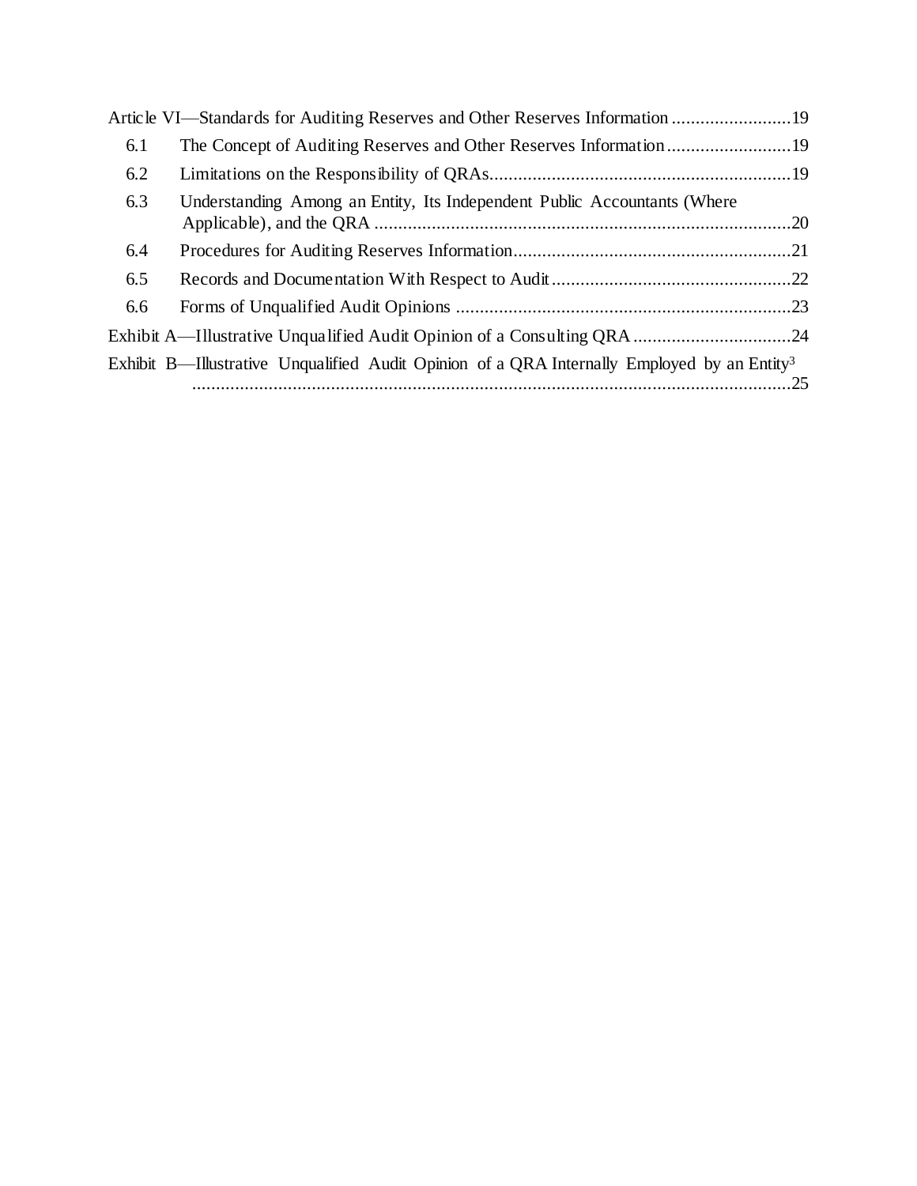Article VI—Standards for Auditing Reserves and Other Reserves Information .........................19

- 6.1 The Concept of Auditing Reserves and Other Reserves Information ..........................19
- 6.2 Limitations on the Responsibility of QRAs...............................................................19
- 6.3 Understanding Among an Entity, Its Independent Public Accountants (Where Applicable), and the QRA .......................................................................................20
- 6.4 Procedures for Auditing Reserves Information..........................................................21
- 6.5 Records and Documentation With Respect to Audit..................................................22
- 6.6 Forms of Unqualified Audit Opinions ......................................................................23

Exhibit A—Illustrative Unqualified Audit Opinion of a Consulting QRA .................................24

Exhibit B—Illustrative Unqualified Audit Opinion of a QRA Internally Employed by an Entity[3] ..............................................................................................................25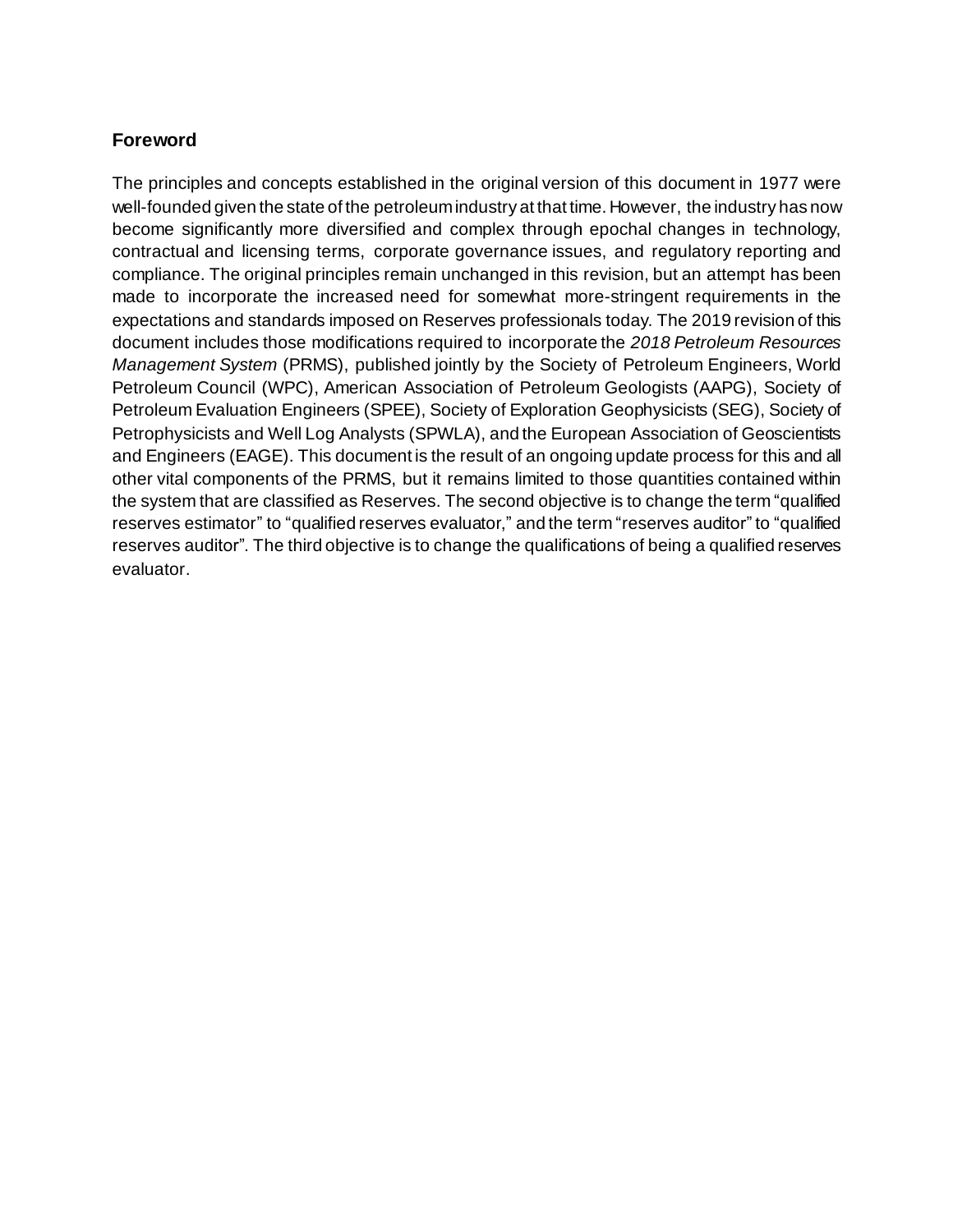## Foreword

The principles and concepts established in the original version of this document in 1977 were well-founded given the state of the petroleum industry at that time. However, the industry has now become significantly more diversified and complex through epochal changes in technology, contractual and licensing terms, corporate governance issues, and regulatory reporting and compliance. The original principles remain unchanged in this revision, but an attempt has been made to incorporate the increased need for somewhat more-stringent requirements in the expectations and standards imposed on Reserves professionals today. The 2019 revision of this document includes those modifications required to incorporate the *2018 Petroleum Resources Management System* (PRMS), published jointly by the Society of Petroleum Engineers, World Petroleum Council (WPC), American Association of Petroleum Geologists (AAPG), Society of Petroleum Evaluation Engineers (SPEE), Society of Exploration Geophysicists (SEG), Society of Petrophysicists and Well Log Analysts (SPWLA), and the European Association of Geoscientists and Engineers (EAGE). This document is the result of an ongoing update process for this and all other vital components of the PRMS, but it remains limited to those quantities contained within the system that are classified as Reserves. The second objective is to change the term "qualified reserves estimator" to "qualified reserves evaluator," and the term "reserves auditor" to "qualified reserves auditor". The third objective is to change the qualifications of being a qualified reserves evaluator.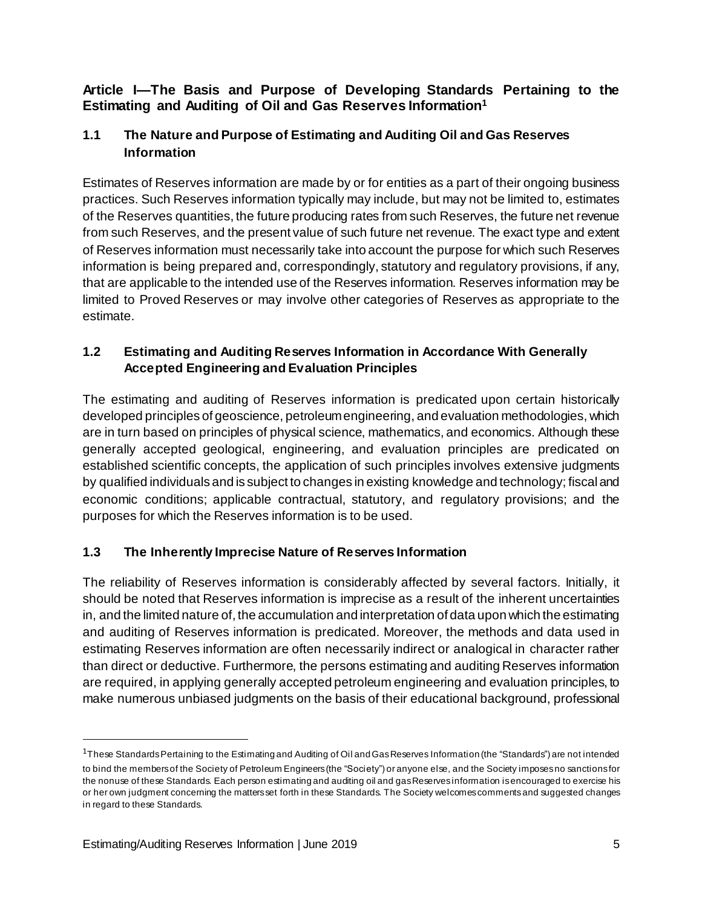## Article I—The Basis and Purpose of Developing Standards Pertaining to the Estimating and Auditing of Oil and Gas Reserves Information[1]

### 1.1 The Nature and Purpose of Estimating and Auditing Oil and Gas Reserves Information

Estimates of Reserves information are made by or for entities as a part of their ongoing business practices. Such Reserves information typically may include, but may not be limited to, estimates of the Reserves quantities, the future producing rates from such Reserves, the future net revenue from such Reserves, and the present value of such future net revenue. The exact type and extent of Reserves information must necessarily take into account the purpose for which such Reserves information is being prepared and, correspondingly, statutory and regulatory provisions, if any, that are applicable to the intended use of the Reserves information. Reserves information may be limited to Proved Reserves or may involve other categories of Reserves as appropriate to the estimate.

### 1.2 Estimating and Auditing Reserves Information in Accordance With Generally Accepted Engineering and Evaluation Principles

The estimating and auditing of Reserves information is predicated upon certain historically developed principles of geoscience, petroleum engineering, and evaluation methodologies, which are in turn based on principles of physical science, mathematics, and economics. Although these generally accepted geological, engineering, and evaluation principles are predicated on established scientific concepts, the application of such principles involves extensive judgments by qualified individuals and is subject to changes in existing knowledge and technology; fiscal and economic conditions; applicable contractual, statutory, and regulatory provisions; and the purposes for which the Reserves information is to be used.

### 1.3 The Inherently Imprecise Nature of Reserves Information

The reliability of Reserves information is considerably affected by several factors. Initially, it should be noted that Reserves information is imprecise as a result of the inherent uncertainties in, and the limited nature of, the accumulation and interpretation of data upon which the estimating and auditing of Reserves information is predicated. Moreover, the methods and data used in estimating Reserves information are often necessarily indirect or analogical in character rather than direct or deductive. Furthermore, the persons estimating and auditing Reserves information are required, in applying generally accepted petroleum engineering and evaluation principles, to make numerous unbiased judgments on the basis of their educational background, professional

---

[1] These Standards Pertaining to the Estimating and Auditing of Oil and Gas Reserves Information (the "Standards") are not intended to bind the members of the Society of Petroleum Engineers (the "Society") or anyone else, and the Society imposes no sanctions for the nonuse of these Standards. Each person estimating and auditing oil and gas Reserves information is encouraged to exercise his or her own judgment concerning the matters set forth in these Standards. The Society welcomes comments and suggested changes in regard to these Standards.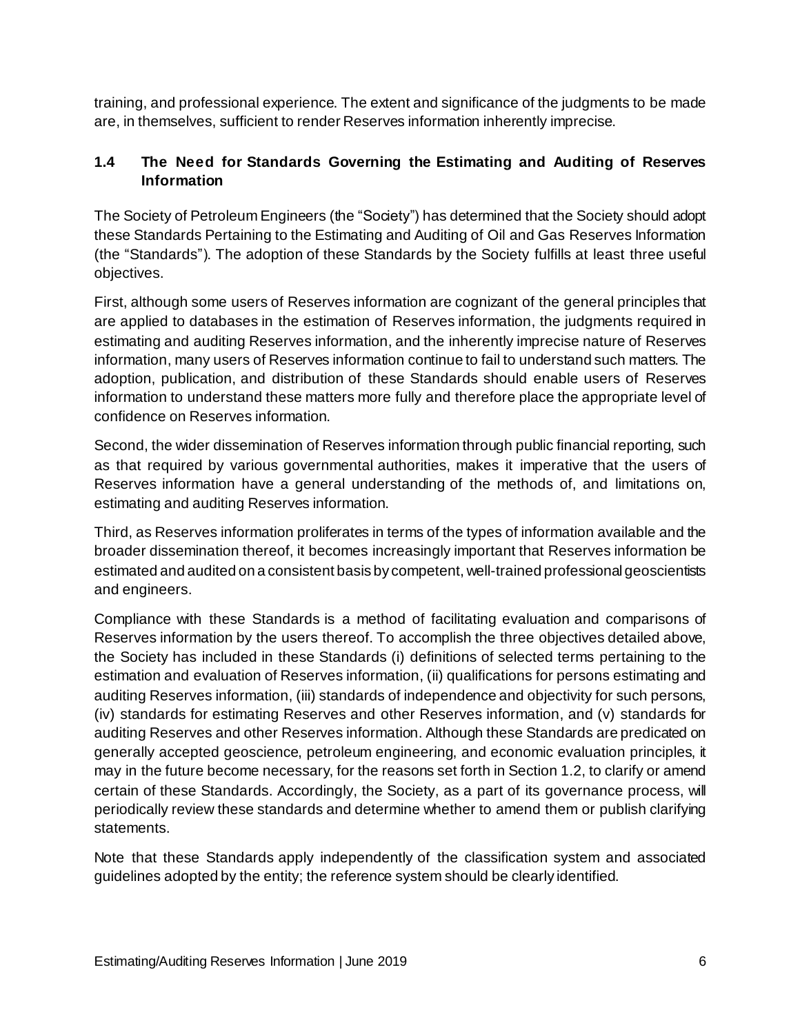training, and professional experience. The extent and significance of the judgments to be made are, in themselves, sufficient to render Reserves information inherently imprecise.

### 1.4 The Need for Standards Governing the Estimating and Auditing of Reserves Information

The Society of Petroleum Engineers (the "Society") has determined that the Society should adopt these Standards Pertaining to the Estimating and Auditing of Oil and Gas Reserves Information (the "Standards"). The adoption of these Standards by the Society fulfills at least three useful objectives.

First, although some users of Reserves information are cognizant of the general principles that are applied to databases in the estimation of Reserves information, the judgments required in estimating and auditing Reserves information, and the inherently imprecise nature of Reserves information, many users of Reserves information continue to fail to understand such matters. The adoption, publication, and distribution of these Standards should enable users of Reserves information to understand these matters more fully and therefore place the appropriate level of confidence on Reserves information.

Second, the wider dissemination of Reserves information through public financial reporting, such as that required by various governmental authorities, makes it imperative that the users of Reserves information have a general understanding of the methods of, and limitations on, estimating and auditing Reserves information.

Third, as Reserves information proliferates in terms of the types of information available and the broader dissemination thereof, it becomes increasingly important that Reserves information be estimated and audited on a consistent basis by competent, well-trained professional geoscientists and engineers.

Compliance with these Standards is a method of facilitating evaluation and comparisons of Reserves information by the users thereof. To accomplish the three objectives detailed above, the Society has included in these Standards (i) definitions of selected terms pertaining to the estimation and evaluation of Reserves information, (ii) qualifications for persons estimating and auditing Reserves information, (iii) standards of independence and objectivity for such persons, (iv) standards for estimating Reserves and other Reserves information, and (v) standards for auditing Reserves and other Reserves information. Although these Standards are predicated on generally accepted geoscience, petroleum engineering, and economic evaluation principles, it may in the future become necessary, for the reasons set forth in Section 1.2, to clarify or amend certain of these Standards. Accordingly, the Society, as a part of its governance process, will periodically review these standards and determine whether to amend them or publish clarifying statements.

Note that these Standards apply independently of the classification system and associated guidelines adopted by the entity; the reference system should be clearly identified.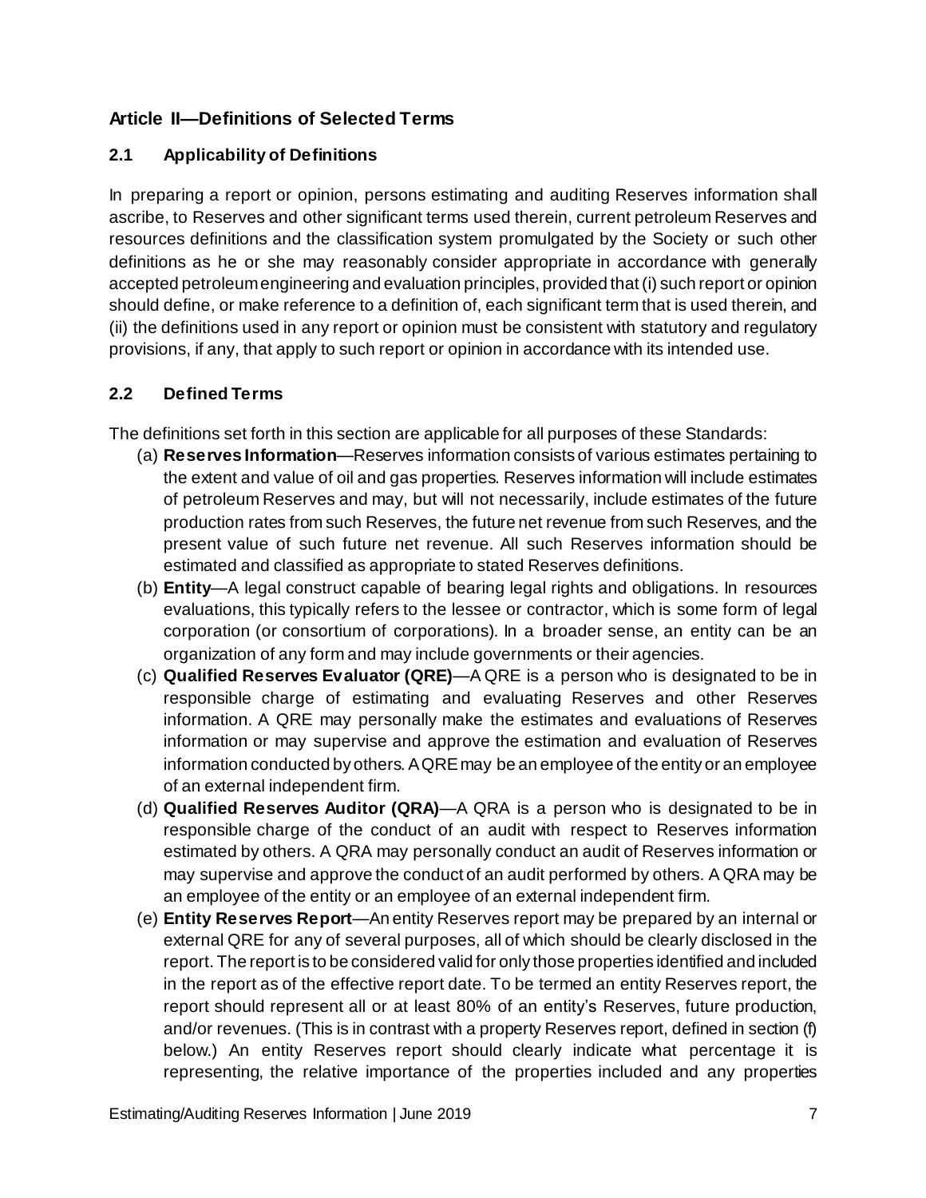## Article II—Definitions of Selected Terms

### 2.1 Applicability of Definitions

In preparing a report or opinion, persons estimating and auditing Reserves information shall ascribe, to Reserves and other significant terms used therein, current petroleum Reserves and resources definitions and the classification system promulgated by the Society or such other definitions as he or she may reasonably consider appropriate in accordance with generally accepted petroleum engineering and evaluation principles, provided that (i) such report or opinion should define, or make reference to a definition of, each significant term that is used therein, and (ii) the definitions used in any report or opinion must be consistent with statutory and regulatory provisions, if any, that apply to such report or opinion in accordance with its intended use.

### 2.2 Defined Terms

The definitions set forth in this section are applicable for all purposes of these Standards:

(a) **Reserves Information**—Reserves information consists of various estimates pertaining to the extent and value of oil and gas properties. Reserves information will include estimates of petroleum Reserves and may, but will not necessarily, include estimates of the future production rates from such Reserves, the future net revenue from such Reserves, and the present value of such future net revenue. All such Reserves information should be estimated and classified as appropriate to stated Reserves definitions.

(b) **Entity**—A legal construct capable of bearing legal rights and obligations. In resources evaluations, this typically refers to the lessee or contractor, which is some form of legal corporation (or consortium of corporations). In a broader sense, an entity can be an organization of any form and may include governments or their agencies.

(c) **Qualified Reserves Evaluator (QRE)**—A QRE is a person who is designated to be in responsible charge of estimating and evaluating Reserves and other Reserves information. A QRE may personally make the estimates and evaluations of Reserves information or may supervise and approve the estimation and evaluation of Reserves information conducted by others. A QRE may be an employee of the entity or an employee of an external independent firm.

(d) **Qualified Reserves Auditor (QRA)**—A QRA is a person who is designated to be in responsible charge of the conduct of an audit with respect to Reserves information estimated by others. A QRA may personally conduct an audit of Reserves information or may supervise and approve the conduct of an audit performed by others. A QRA may be an employee of the entity or an employee of an external independent firm.

(e) **Entity Reserves Report**—An entity Reserves report may be prepared by an internal or external QRE for any of several purposes, all of which should be clearly disclosed in the report. The report is to be considered valid for only those properties identified and included in the report as of the effective report date. To be termed an entity Reserves report, the report should represent all or at least 80% of an entity's Reserves, future production, and/or revenues. (This is in contrast with a property Reserves report, defined in section (f) below.) An entity Reserves report should clearly indicate what percentage it is representing, the relative importance of the properties included and any properties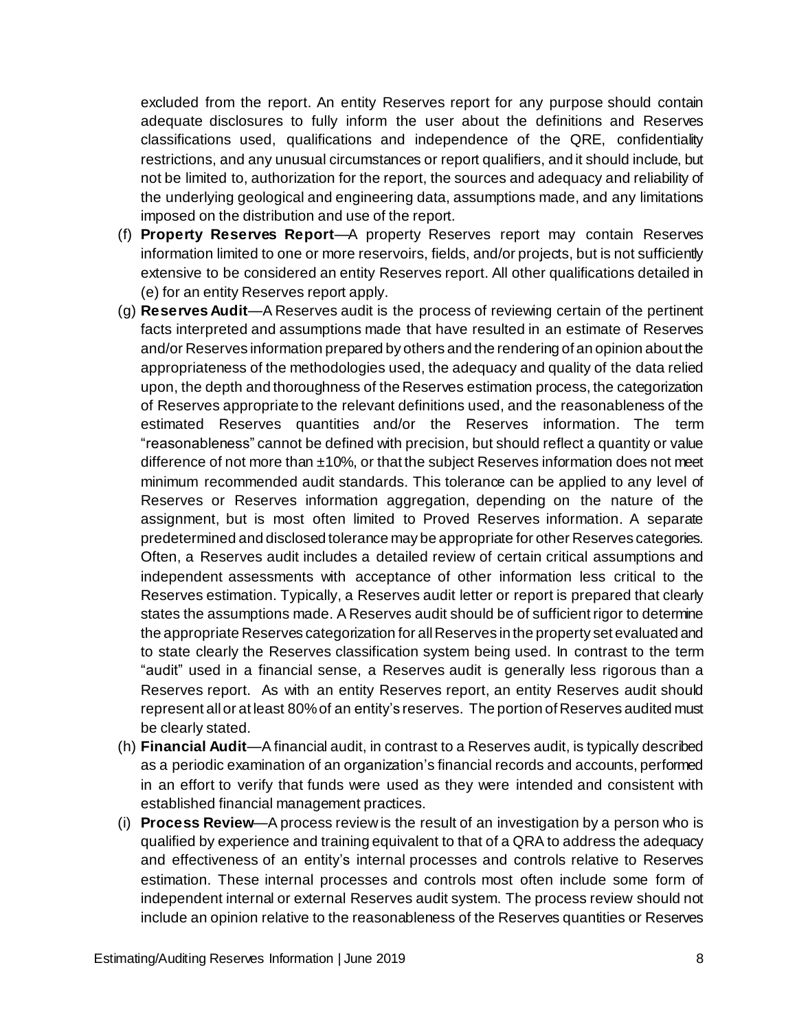excluded from the report. An entity Reserves report for any purpose should contain adequate disclosures to fully inform the user about the definitions and Reserves classifications used, qualifications and independence of the QRE, confidentiality restrictions, and any unusual circumstances or report qualifiers, and it should include, but not be limited to, authorization for the report, the sources and adequacy and reliability of the underlying geological and engineering data, assumptions made, and any limitations imposed on the distribution and use of the report.

(f) **Property Reserves Report**—A property Reserves report may contain Reserves information limited to one or more reservoirs, fields, and/or projects, but is not sufficiently extensive to be considered an entity Reserves report. All other qualifications detailed in (e) for an entity Reserves report apply.

(g) **Reserves Audit**—A Reserves audit is the process of reviewing certain of the pertinent facts interpreted and assumptions made that have resulted in an estimate of Reserves and/or Reserves information prepared by others and the rendering of an opinion about the appropriateness of the methodologies used, the adequacy and quality of the data relied upon, the depth and thoroughness of the Reserves estimation process, the categorization of Reserves appropriate to the relevant definitions used, and the reasonableness of the estimated Reserves quantities and/or the Reserves information. The term "reasonableness" cannot be defined with precision, but should reflect a quantity or value difference of not more than ±10%, or that the subject Reserves information does not meet minimum recommended audit standards. This tolerance can be applied to any level of Reserves or Reserves information aggregation, depending on the nature of the assignment, but is most often limited to Proved Reserves information. A separate predetermined and disclosed tolerance may be appropriate for other Reserves categories. Often, a Reserves audit includes a detailed review of certain critical assumptions and independent assessments with acceptance of other information less critical to the Reserves estimation. Typically, a Reserves audit letter or report is prepared that clearly states the assumptions made. A Reserves audit should be of sufficient rigor to determine the appropriate Reserves categorization for all Reserves in the property set evaluated and to state clearly the Reserves classification system being used. In contrast to the term "audit" used in a financial sense, a Reserves audit is generally less rigorous than a Reserves report. As with an entity Reserves report, an entity Reserves audit should represent all or at least 80% of an entity's reserves. The portion of Reserves audited must be clearly stated.

(h) **Financial Audit**—A financial audit, in contrast to a Reserves audit, is typically described as a periodic examination of an organization's financial records and accounts, performed in an effort to verify that funds were used as they were intended and consistent with established financial management practices.

(i) **Process Review**—A process review is the result of an investigation by a person who is qualified by experience and training equivalent to that of a QRA to address the adequacy and effectiveness of an entity's internal processes and controls relative to Reserves estimation. These internal processes and controls most often include some form of independent internal or external Reserves audit system. The process review should not include an opinion relative to the reasonableness of the Reserves quantities or Reserves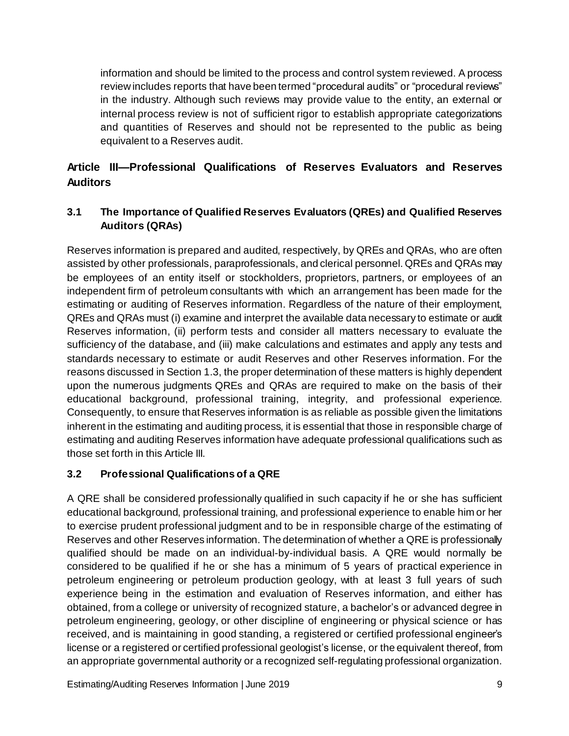information and should be limited to the process and control system reviewed. A process review includes reports that have been termed "procedural audits" or "procedural reviews" in the industry. Although such reviews may provide value to the entity, an external or internal process review is not of sufficient rigor to establish appropriate categorizations and quantities of Reserves and should not be represented to the public as being equivalent to a Reserves audit.

## Article III—Professional Qualifications of Reserves Evaluators and Reserves Auditors

### 3.1 The Importance of Qualified Reserves Evaluators (QREs) and Qualified Reserves Auditors (QRAs)

Reserves information is prepared and audited, respectively, by QREs and QRAs, who are often assisted by other professionals, paraprofessionals, and clerical personnel. QREs and QRAs may be employees of an entity itself or stockholders, proprietors, partners, or employees of an independent firm of petroleum consultants with which an arrangement has been made for the estimating or auditing of Reserves information. Regardless of the nature of their employment, QREs and QRAs must (i) examine and interpret the available data necessary to estimate or audit Reserves information, (ii) perform tests and consider all matters necessary to evaluate the sufficiency of the database, and (iii) make calculations and estimates and apply any tests and standards necessary to estimate or audit Reserves and other Reserves information. For the reasons discussed in Section 1.3, the proper determination of these matters is highly dependent upon the numerous judgments QREs and QRAs are required to make on the basis of their educational background, professional training, integrity, and professional experience. Consequently, to ensure that Reserves information is as reliable as possible given the limitations inherent in the estimating and auditing process, it is essential that those in responsible charge of estimating and auditing Reserves information have adequate professional qualifications such as those set forth in this Article III.

### 3.2 Professional Qualifications of a QRE

A QRE shall be considered professionally qualified in such capacity if he or she has sufficient educational background, professional training, and professional experience to enable him or her to exercise prudent professional judgment and to be in responsible charge of the estimating of Reserves and other Reserves information. The determination of whether a QRE is professionally qualified should be made on an individual-by-individual basis. A QRE would normally be considered to be qualified if he or she has a minimum of 5 years of practical experience in petroleum engineering or petroleum production geology, with at least 3 full years of such experience being in the estimation and evaluation of Reserves information, and either has obtained, from a college or university of recognized stature, a bachelor's or advanced degree in petroleum engineering, geology, or other discipline of engineering or physical science or has received, and is maintaining in good standing, a registered or certified professional engineer's license or a registered or certified professional geologist's license, or the equivalent thereof, from an appropriate governmental authority or a recognized self-regulating professional organization.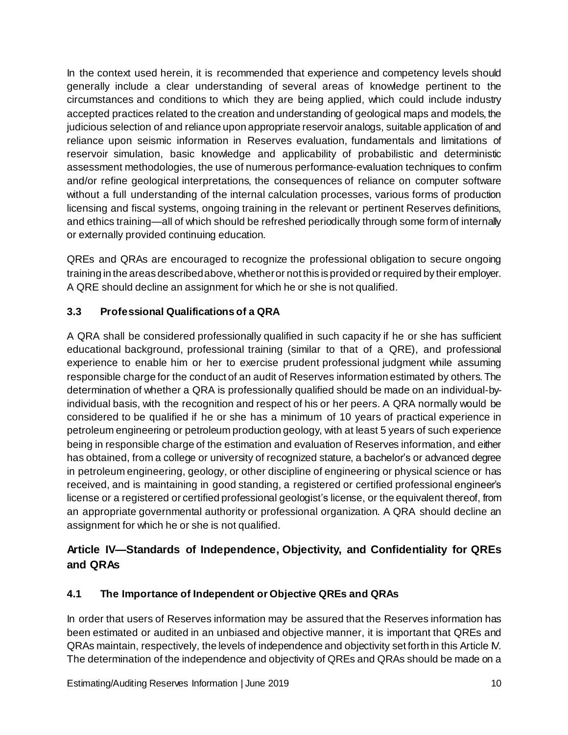In the context used herein, it is recommended that experience and competency levels should generally include a clear understanding of several areas of knowledge pertinent to the circumstances and conditions to which they are being applied, which could include industry accepted practices related to the creation and understanding of geological maps and models, the judicious selection of and reliance upon appropriate reservoir analogs, suitable application of and reliance upon seismic information in Reserves evaluation, fundamentals and limitations of reservoir simulation, basic knowledge and applicability of probabilistic and deterministic assessment methodologies, the use of numerous performance-evaluation techniques to confirm and/or refine geological interpretations, the consequences of reliance on computer software without a full understanding of the internal calculation processes, various forms of production licensing and fiscal systems, ongoing training in the relevant or pertinent Reserves definitions, and ethics training—all of which should be refreshed periodically through some form of internally or externally provided continuing education.

QREs and QRAs are encouraged to recognize the professional obligation to secure ongoing training in the areas described above, whether or not this is provided or required by their employer. A QRE should decline an assignment for which he or she is not qualified.

### 3.3 Professional Qualifications of a QRA

A QRA shall be considered professionally qualified in such capacity if he or she has sufficient educational background, professional training (similar to that of a QRE), and professional experience to enable him or her to exercise prudent professional judgment while assuming responsible charge for the conduct of an audit of Reserves information estimated by others. The determination of whether a QRA is professionally qualified should be made on an individual-by-individual basis, with the recognition and respect of his or her peers. A QRA normally would be considered to be qualified if he or she has a minimum of 10 years of practical experience in petroleum engineering or petroleum production geology, with at least 5 years of such experience being in responsible charge of the estimation and evaluation of Reserves information, and either has obtained, from a college or university of recognized stature, a bachelor's or advanced degree in petroleum engineering, geology, or other discipline of engineering or physical science or has received, and is maintaining in good standing, a registered or certified professional engineer's license or a registered or certified professional geologist's license, or the equivalent thereof, from an appropriate governmental authority or professional organization. A QRA should decline an assignment for which he or she is not qualified.

## Article IV—Standards of Independence, Objectivity, and Confidentiality for QREs and QRAs

### 4.1 The Importance of Independent or Objective QREs and QRAs

In order that users of Reserves information may be assured that the Reserves information has been estimated or audited in an unbiased and objective manner, it is important that QREs and QRAs maintain, respectively, the levels of independence and objectivity set forth in this Article IV. The determination of the independence and objectivity of QREs and QRAs should be made on a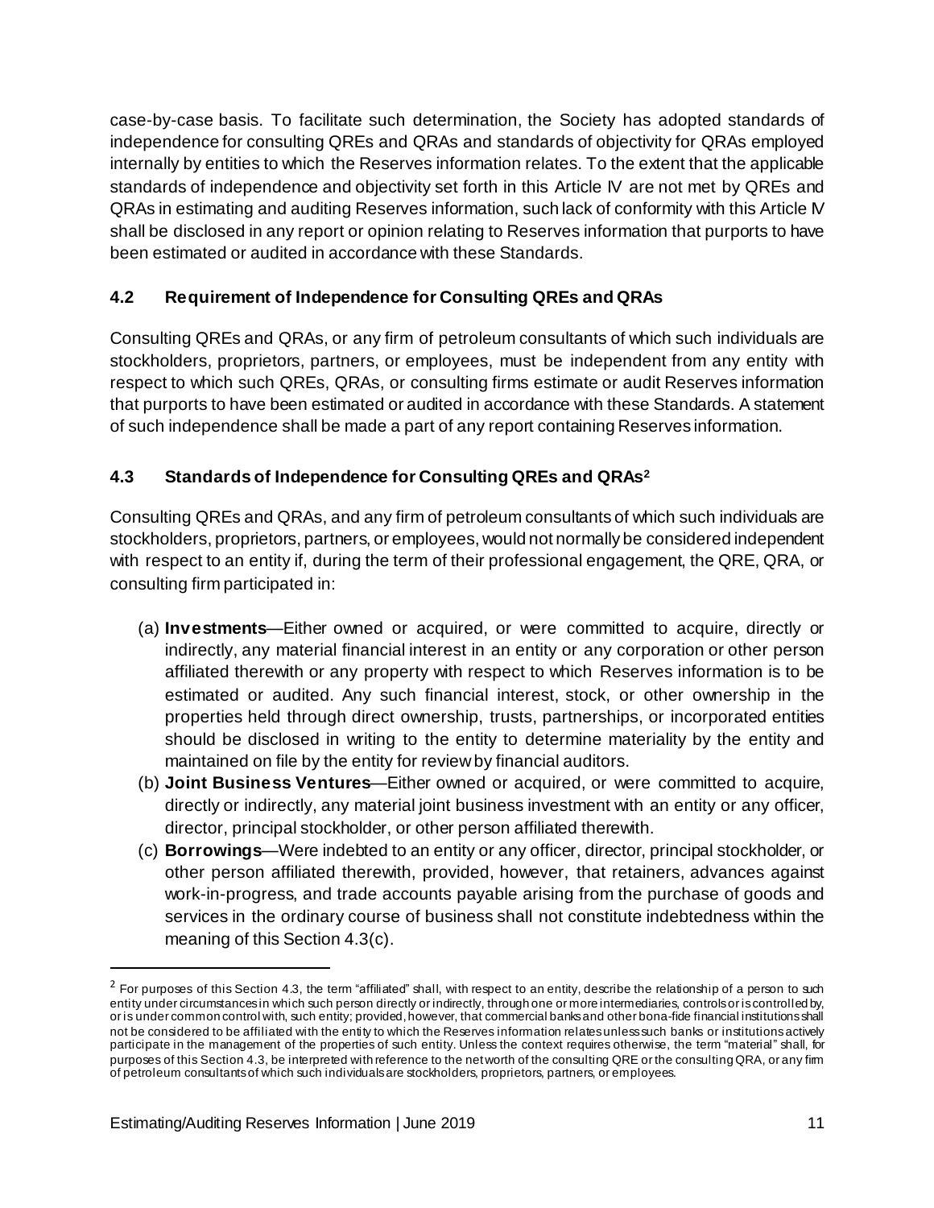case-by-case basis. To facilitate such determination, the Society has adopted standards of independence for consulting QREs and QRAs and standards of objectivity for QRAs employed internally by entities to which the Reserves information relates. To the extent that the applicable standards of independence and objectivity set forth in this Article IV are not met by QREs and QRAs in estimating and auditing Reserves information, such lack of conformity with this Article IV shall be disclosed in any report or opinion relating to Reserves information that purports to have been estimated or audited in accordance with these Standards.

### 4.2 Requirement of Independence for Consulting QREs and QRAs

Consulting QREs and QRAs, or any firm of petroleum consultants of which such individuals are stockholders, proprietors, partners, or employees, must be independent from any entity with respect to which such QREs, QRAs, or consulting firms estimate or audit Reserves information that purports to have been estimated or audited in accordance with these Standards. A statement of such independence shall be made a part of any report containing Reserves information.

### 4.3 Standards of Independence for Consulting QREs and QRAs[2]

Consulting QREs and QRAs, and any firm of petroleum consultants of which such individuals are stockholders, proprietors, partners, or employees, would not normally be considered independent with respect to an entity if, during the term of their professional engagement, the QRE, QRA, or consulting firm participated in:

(a) **Investments**—Either owned or acquired, or were committed to acquire, directly or indirectly, any material financial interest in an entity or any corporation or other person affiliated therewith or any property with respect to which Reserves information is to be estimated or audited. Any such financial interest, stock, or other ownership in the properties held through direct ownership, trusts, partnerships, or incorporated entities should be disclosed in writing to the entity to determine materiality by the entity and maintained on file by the entity for review by financial auditors.

(b) **Joint Business Ventures**—Either owned or acquired, or were committed to acquire, directly or indirectly, any material joint business investment with an entity or any officer, director, principal stockholder, or other person affiliated therewith.

(c) **Borrowings**—Were indebted to an entity or any officer, director, principal stockholder, or other person affiliated therewith, provided, however, that retainers, advances against work-in-progress, and trade accounts payable arising from the purchase of goods and services in the ordinary course of business shall not constitute indebtedness within the meaning of this Section 4.3(c).

---

[2] For purposes of this Section 4.3, the term "affiliated" shall, with respect to an entity, describe the relationship of a person to such entity under circumstances in which such person directly or indirectly, through one or more intermediaries, controls or is controlled by, or is under common control with, such entity; provided, however, that commercial banks and other bona-fide financial institutions shall not be considered to be affiliated with the entity to which the Reserves information relates unless such banks or institutions actively participate in the management of the properties of such entity. Unless the context requires otherwise, the term "material" shall, for purposes of this Section 4.3, be interpreted with reference to the net worth of the consulting QRE or the consulting QRA, or any firm of petroleum consultants of which such individuals are stockholders, proprietors, partners, or employees.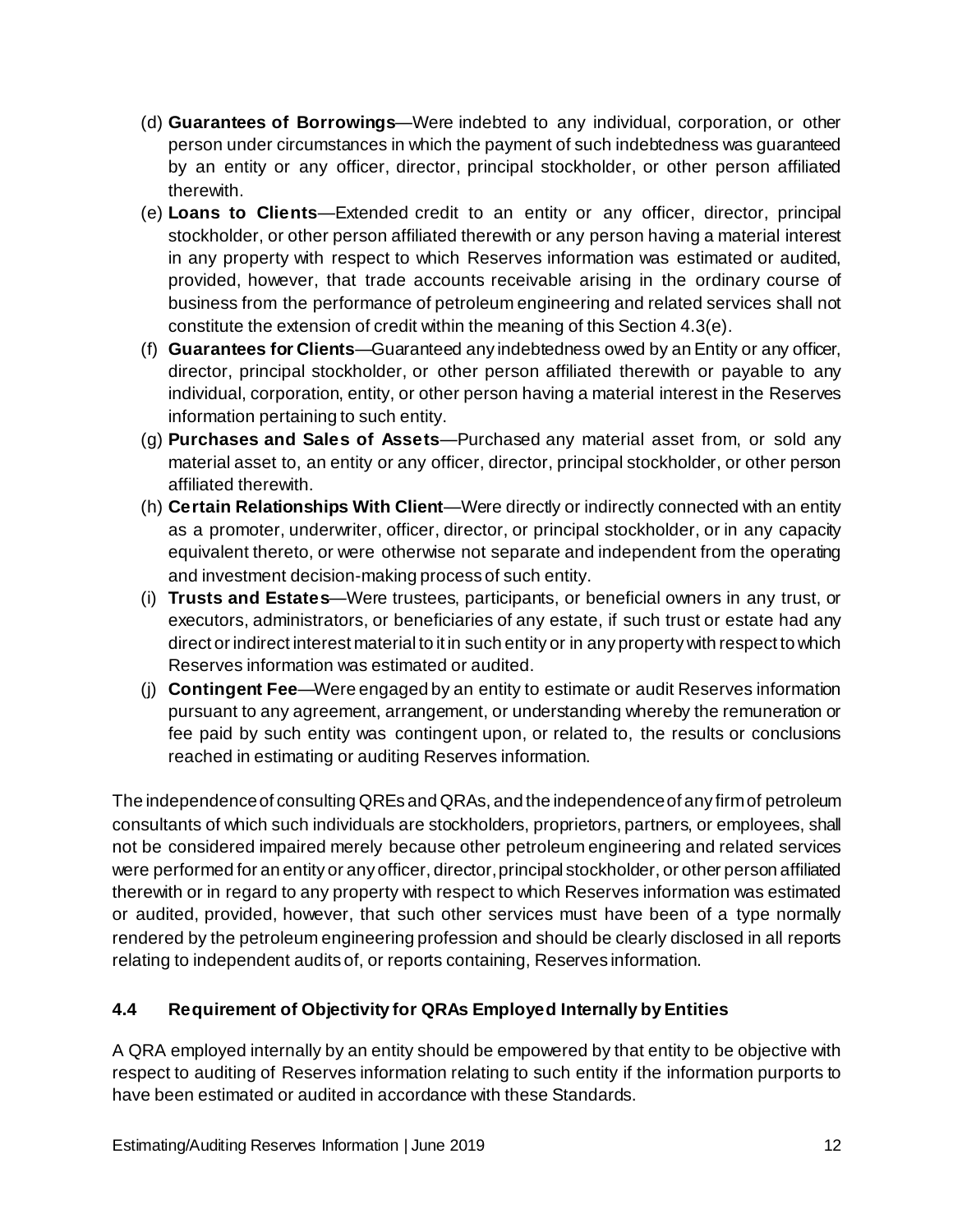(d) **Guarantees of Borrowings**—Were indebted to any individual, corporation, or other person under circumstances in which the payment of such indebtedness was guaranteed by an entity or any officer, director, principal stockholder, or other person affiliated therewith.

(e) **Loans to Clients**—Extended credit to an entity or any officer, director, principal stockholder, or other person affiliated therewith or any person having a material interest in any property with respect to which Reserves information was estimated or audited, provided, however, that trade accounts receivable arising in the ordinary course of business from the performance of petroleum engineering and related services shall not constitute the extension of credit within the meaning of this Section 4.3(e).

(f) **Guarantees for Clients**—Guaranteed any indebtedness owed by an Entity or any officer, director, principal stockholder, or other person affiliated therewith or payable to any individual, corporation, entity, or other person having a material interest in the Reserves information pertaining to such entity.

(g) **Purchases and Sales of Assets**—Purchased any material asset from, or sold any material asset to, an entity or any officer, director, principal stockholder, or other person affiliated therewith.

(h) **Certain Relationships With Client**—Were directly or indirectly connected with an entity as a promoter, underwriter, officer, director, or principal stockholder, or in any capacity equivalent thereto, or were otherwise not separate and independent from the operating and investment decision-making process of such entity.

(i) **Trusts and Estates**—Were trustees, participants, or beneficial owners in any trust, or executors, administrators, or beneficiaries of any estate, if such trust or estate had any direct or indirect interest material to it in such entity or in any property with respect to which Reserves information was estimated or audited.

(j) **Contingent Fee**—Were engaged by an entity to estimate or audit Reserves information pursuant to any agreement, arrangement, or understanding whereby the remuneration or fee paid by such entity was contingent upon, or related to, the results or conclusions reached in estimating or auditing Reserves information.

The independence of consulting QREs and QRAs, and the independence of any firm of petroleum consultants of which such individuals are stockholders, proprietors, partners, or employees, shall not be considered impaired merely because other petroleum engineering and related services were performed for an entity or any officer, director, principal stockholder, or other person affiliated therewith or in regard to any property with respect to which Reserves information was estimated or audited, provided, however, that such other services must have been of a type normally rendered by the petroleum engineering profession and should be clearly disclosed in all reports relating to independent audits of, or reports containing, Reserves information.

## 4.4 Requirement of Objectivity for QRAs Employed Internally by Entities

A QRA employed internally by an entity should be empowered by that entity to be objective with respect to auditing of Reserves information relating to such entity if the information purports to have been estimated or audited in accordance with these Standards.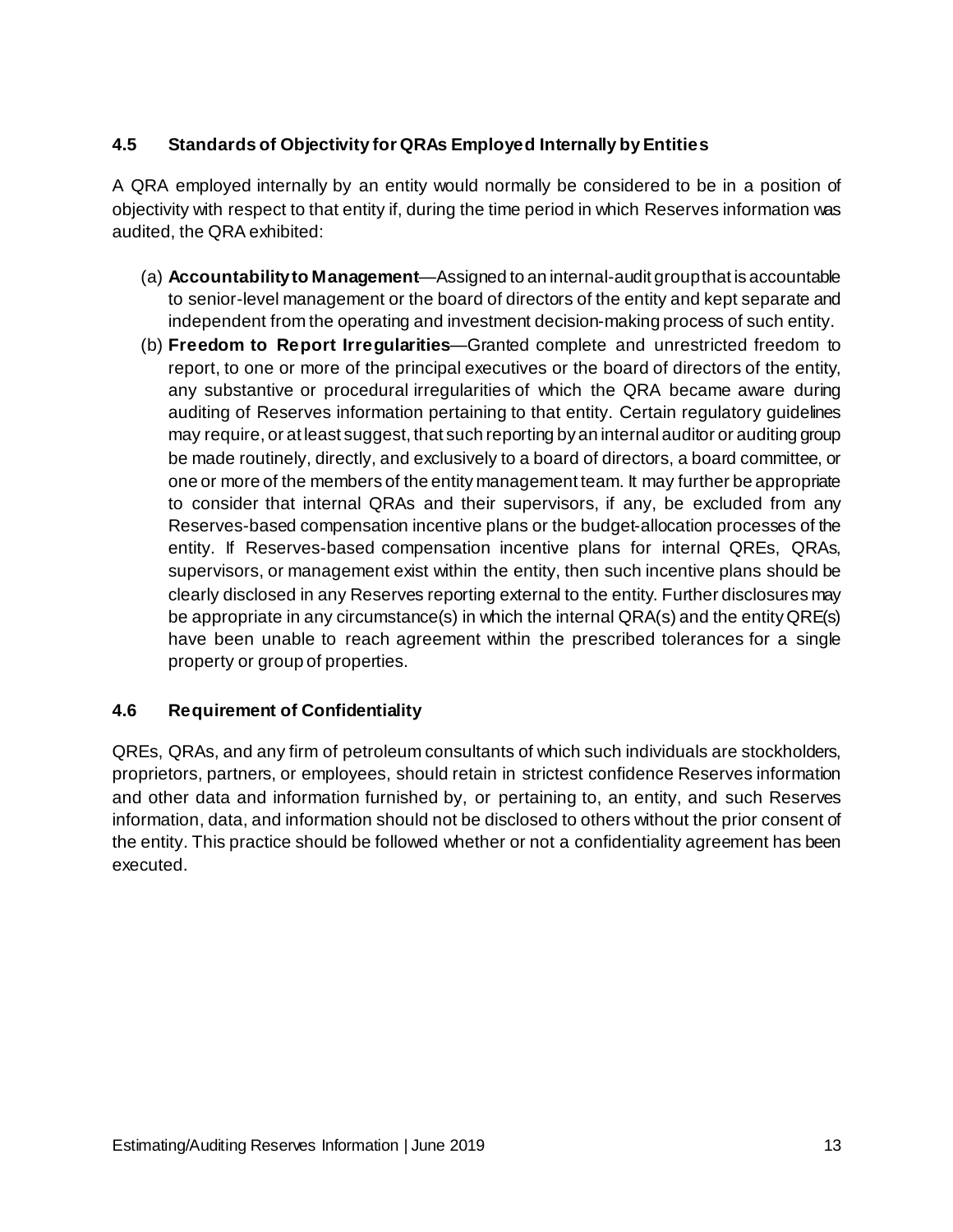### 4.5 Standards of Objectivity for QRAs Employed Internally by Entities

A QRA employed internally by an entity would normally be considered to be in a position of objectivity with respect to that entity if, during the time period in which Reserves information was audited, the QRA exhibited:

(a) **Accountability to Management**—Assigned to an internal-audit group that is accountable to senior-level management or the board of directors of the entity and kept separate and independent from the operating and investment decision-making process of such entity.

(b) **Freedom to Report Irregularities**—Granted complete and unrestricted freedom to report, to one or more of the principal executives or the board of directors of the entity, any substantive or procedural irregularities of which the QRA became aware during auditing of Reserves information pertaining to that entity. Certain regulatory guidelines may require, or at least suggest, that such reporting by an internal auditor or auditing group be made routinely, directly, and exclusively to a board of directors, a board committee, or one or more of the members of the entity management team. It may further be appropriate to consider that internal QRAs and their supervisors, if any, be excluded from any Reserves-based compensation incentive plans or the budget-allocation processes of the entity. If Reserves-based compensation incentive plans for internal QREs, QRAs, supervisors, or management exist within the entity, then such incentive plans should be clearly disclosed in any Reserves reporting external to the entity. Further disclosures may be appropriate in any circumstance(s) in which the internal QRA(s) and the entity QRE(s) have been unable to reach agreement within the prescribed tolerances for a single property or group of properties.

### 4.6 Requirement of Confidentiality

QREs, QRAs, and any firm of petroleum consultants of which such individuals are stockholders, proprietors, partners, or employees, should retain in strictest confidence Reserves information and other data and information furnished by, or pertaining to, an entity, and such Reserves information, data, and information should not be disclosed to others without the prior consent of the entity. This practice should be followed whether or not a confidentiality agreement has been executed.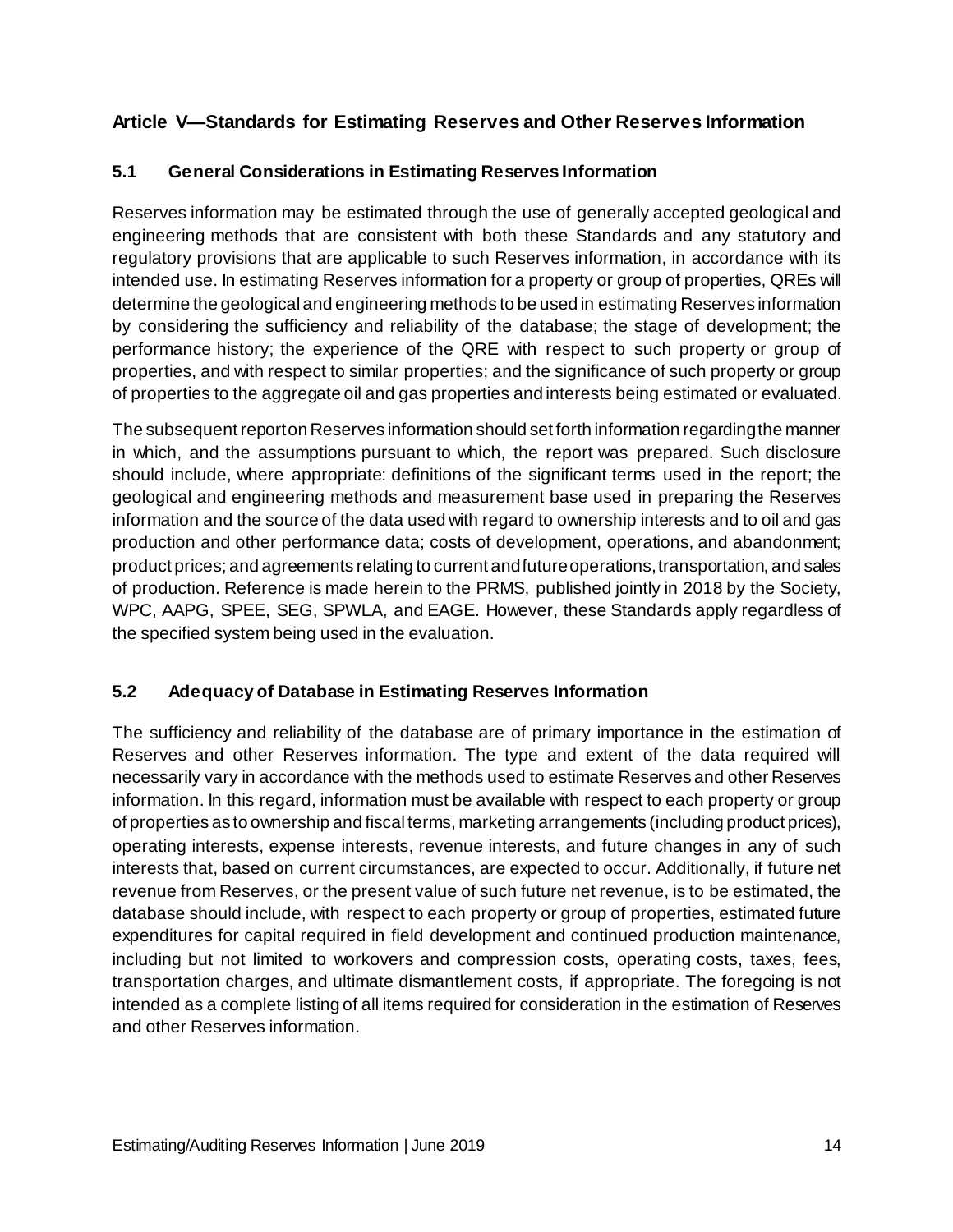## Article V—Standards for Estimating Reserves and Other Reserves Information

### 5.1 General Considerations in Estimating Reserves Information

Reserves information may be estimated through the use of generally accepted geological and engineering methods that are consistent with both these Standards and any statutory and regulatory provisions that are applicable to such Reserves information, in accordance with its intended use. In estimating Reserves information for a property or group of properties, QREs will determine the geological and engineering methods to be used in estimating Reserves information by considering the sufficiency and reliability of the database; the stage of development; the performance history; the experience of the QRE with respect to such property or group of properties, and with respect to similar properties; and the significance of such property or group of properties to the aggregate oil and gas properties and interests being estimated or evaluated.

The subsequent report on Reserves information should set forth information regarding the manner in which, and the assumptions pursuant to which, the report was prepared. Such disclosure should include, where appropriate: definitions of the significant terms used in the report; the geological and engineering methods and measurement base used in preparing the Reserves information and the source of the data used with regard to ownership interests and to oil and gas production and other performance data; costs of development, operations, and abandonment; product prices; and agreements relating to current and future operations, transportation, and sales of production. Reference is made herein to the PRMS, published jointly in 2018 by the Society, WPC, AAPG, SPEE, SEG, SPWLA, and EAGE. However, these Standards apply regardless of the specified system being used in the evaluation.

### 5.2 Adequacy of Database in Estimating Reserves Information

The sufficiency and reliability of the database are of primary importance in the estimation of Reserves and other Reserves information. The type and extent of the data required will necessarily vary in accordance with the methods used to estimate Reserves and other Reserves information. In this regard, information must be available with respect to each property or group of properties as to ownership and fiscal terms, marketing arrangements (including product prices), operating interests, expense interests, revenue interests, and future changes in any of such interests that, based on current circumstances, are expected to occur. Additionally, if future net revenue from Reserves, or the present value of such future net revenue, is to be estimated, the database should include, with respect to each property or group of properties, estimated future expenditures for capital required in field development and continued production maintenance, including but not limited to workovers and compression costs, operating costs, taxes, fees, transportation charges, and ultimate dismantlement costs, if appropriate. The foregoing is not intended as a complete listing of all items required for consideration in the estimation of Reserves and other Reserves information.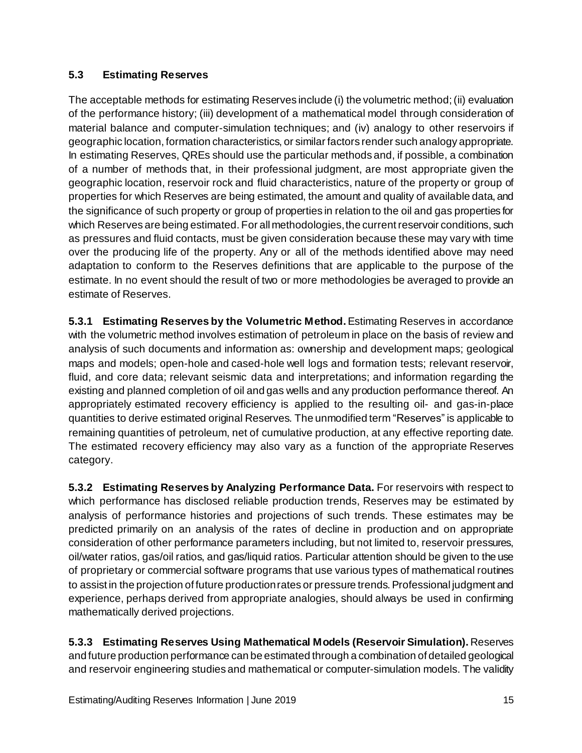## 5.3 Estimating Reserves

The acceptable methods for estimating Reserves include (i) the volumetric method; (ii) evaluation of the performance history; (iii) development of a mathematical model through consideration of material balance and computer-simulation techniques; and (iv) analogy to other reservoirs if geographic location, formation characteristics, or similar factors render such analogy appropriate. In estimating Reserves, QREs should use the particular methods and, if possible, a combination of a number of methods that, in their professional judgment, are most appropriate given the geographic location, reservoir rock and fluid characteristics, nature of the property or group of properties for which Reserves are being estimated, the amount and quality of available data, and the significance of such property or group of properties in relation to the oil and gas properties for which Reserves are being estimated. For all methodologies, the current reservoir conditions, such as pressures and fluid contacts, must be given consideration because these may vary with time over the producing life of the property. Any or all of the methods identified above may need adaptation to conform to the Reserves definitions that are applicable to the purpose of the estimate. In no event should the result of two or more methodologies be averaged to provide an estimate of Reserves.

**5.3.1 Estimating Reserves by the Volumetric Method.** Estimating Reserves in accordance with the volumetric method involves estimation of petroleum in place on the basis of review and analysis of such documents and information as: ownership and development maps; geological maps and models; open-hole and cased-hole well logs and formation tests; relevant reservoir, fluid, and core data; relevant seismic data and interpretations; and information regarding the existing and planned completion of oil and gas wells and any production performance thereof. An appropriately estimated recovery efficiency is applied to the resulting oil- and gas-in-place quantities to derive estimated original Reserves. The unmodified term "Reserves" is applicable to remaining quantities of petroleum, net of cumulative production, at any effective reporting date. The estimated recovery efficiency may also vary as a function of the appropriate Reserves category.

**5.3.2 Estimating Reserves by Analyzing Performance Data.** For reservoirs with respect to which performance has disclosed reliable production trends, Reserves may be estimated by analysis of performance histories and projections of such trends. These estimates may be predicted primarily on an analysis of the rates of decline in production and on appropriate consideration of other performance parameters including, but not limited to, reservoir pressures, oil/water ratios, gas/oil ratios, and gas/liquid ratios. Particular attention should be given to the use of proprietary or commercial software programs that use various types of mathematical routines to assist in the projection of future production rates or pressure trends. Professional judgment and experience, perhaps derived from appropriate analogies, should always be used in confirming mathematically derived projections.

**5.3.3 Estimating Reserves Using Mathematical Models (Reservoir Simulation).** Reserves and future production performance can be estimated through a combination of detailed geological and reservoir engineering studies and mathematical or computer-simulation models. The validity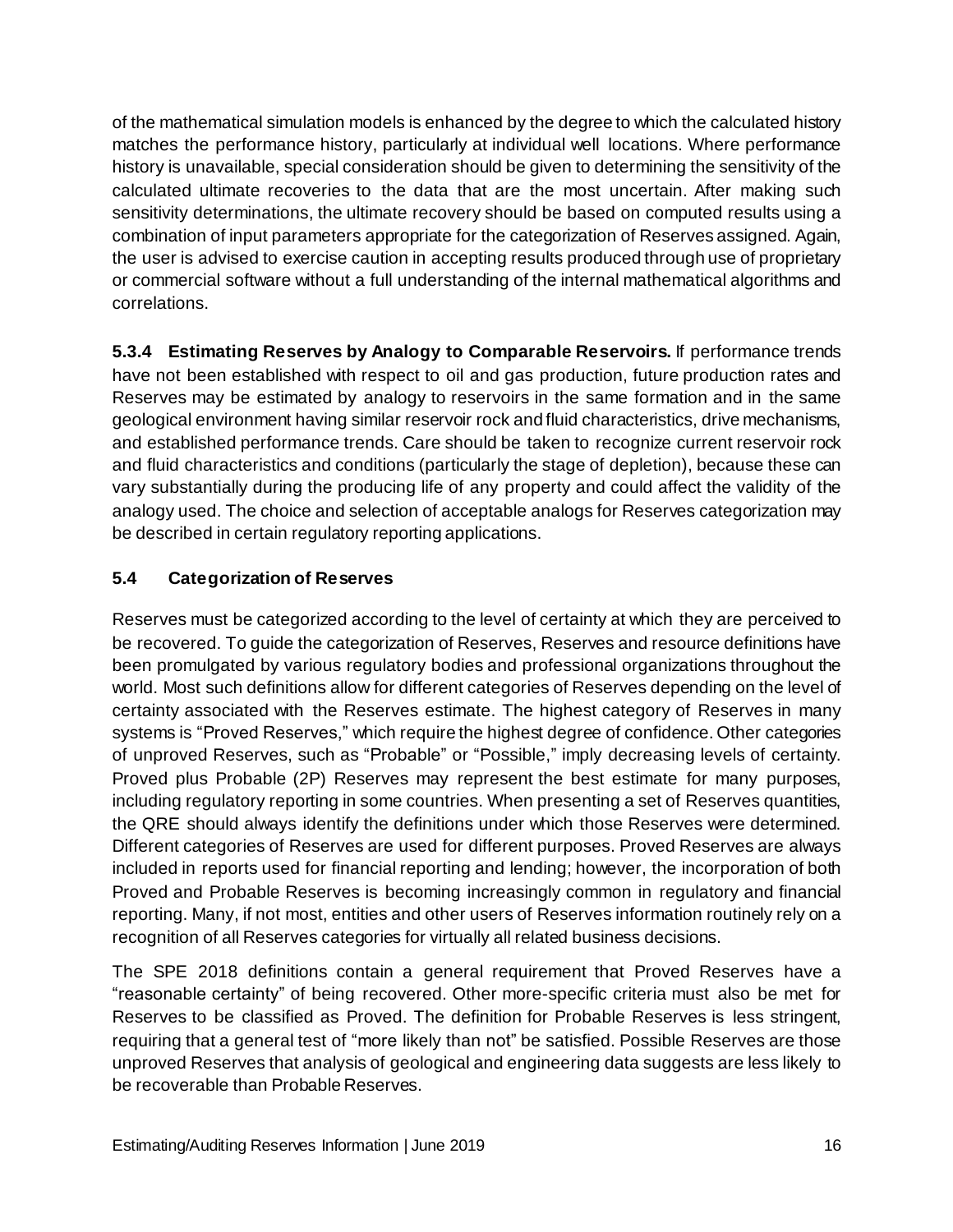of the mathematical simulation models is enhanced by the degree to which the calculated history matches the performance history, particularly at individual well locations. Where performance history is unavailable, special consideration should be given to determining the sensitivity of the calculated ultimate recoveries to the data that are the most uncertain. After making such sensitivity determinations, the ultimate recovery should be based on computed results using a combination of input parameters appropriate for the categorization of Reserves assigned. Again, the user is advised to exercise caution in accepting results produced through use of proprietary or commercial software without a full understanding of the internal mathematical algorithms and correlations.

**5.3.4 Estimating Reserves by Analogy to Comparable Reservoirs.** If performance trends have not been established with respect to oil and gas production, future production rates and Reserves may be estimated by analogy to reservoirs in the same formation and in the same geological environment having similar reservoir rock and fluid characteristics, drive mechanisms, and established performance trends. Care should be taken to recognize current reservoir rock and fluid characteristics and conditions (particularly the stage of depletion), because these can vary substantially during the producing life of any property and could affect the validity of the analogy used. The choice and selection of acceptable analogs for Reserves categorization may be described in certain regulatory reporting applications.

### 5.4 Categorization of Reserves

Reserves must be categorized according to the level of certainty at which they are perceived to be recovered. To guide the categorization of Reserves, Reserves and resource definitions have been promulgated by various regulatory bodies and professional organizations throughout the world. Most such definitions allow for different categories of Reserves depending on the level of certainty associated with the Reserves estimate. The highest category of Reserves in many systems is "Proved Reserves," which require the highest degree of confidence. Other categories of unproved Reserves, such as "Probable" or "Possible," imply decreasing levels of certainty. Proved plus Probable (2P) Reserves may represent the best estimate for many purposes, including regulatory reporting in some countries. When presenting a set of Reserves quantities, the QRE should always identify the definitions under which those Reserves were determined. Different categories of Reserves are used for different purposes. Proved Reserves are always included in reports used for financial reporting and lending; however, the incorporation of both Proved and Probable Reserves is becoming increasingly common in regulatory and financial reporting. Many, if not most, entities and other users of Reserves information routinely rely on a recognition of all Reserves categories for virtually all related business decisions.

The SPE 2018 definitions contain a general requirement that Proved Reserves have a "reasonable certainty" of being recovered. Other more-specific criteria must also be met for Reserves to be classified as Proved. The definition for Probable Reserves is less stringent, requiring that a general test of "more likely than not" be satisfied. Possible Reserves are those unproved Reserves that analysis of geological and engineering data suggests are less likely to be recoverable than Probable Reserves.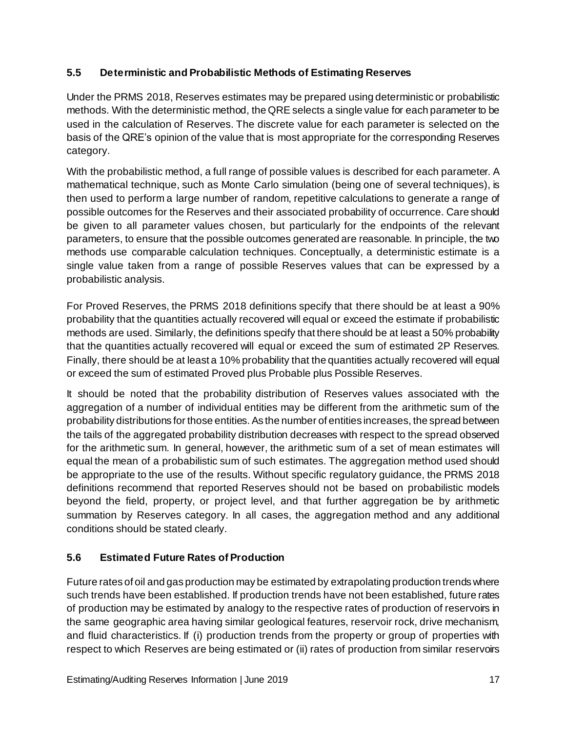### 5.5 Deterministic and Probabilistic Methods of Estimating Reserves

Under the PRMS 2018, Reserves estimates may be prepared using deterministic or probabilistic methods. With the deterministic method, the QRE selects a single value for each parameter to be used in the calculation of Reserves. The discrete value for each parameter is selected on the basis of the QRE's opinion of the value that is most appropriate for the corresponding Reserves category.

With the probabilistic method, a full range of possible values is described for each parameter. A mathematical technique, such as Monte Carlo simulation (being one of several techniques), is then used to perform a large number of random, repetitive calculations to generate a range of possible outcomes for the Reserves and their associated probability of occurrence. Care should be given to all parameter values chosen, but particularly for the endpoints of the relevant parameters, to ensure that the possible outcomes generated are reasonable. In principle, the two methods use comparable calculation techniques. Conceptually, a deterministic estimate is a single value taken from a range of possible Reserves values that can be expressed by a probabilistic analysis.

For Proved Reserves, the PRMS 2018 definitions specify that there should be at least a 90% probability that the quantities actually recovered will equal or exceed the estimate if probabilistic methods are used. Similarly, the definitions specify that there should be at least a 50% probability that the quantities actually recovered will equal or exceed the sum of estimated 2P Reserves. Finally, there should be at least a 10% probability that the quantities actually recovered will equal or exceed the sum of estimated Proved plus Probable plus Possible Reserves.

It should be noted that the probability distribution of Reserves values associated with the aggregation of a number of individual entities may be different from the arithmetic sum of the probability distributions for those entities. As the number of entities increases, the spread between the tails of the aggregated probability distribution decreases with respect to the spread observed for the arithmetic sum. In general, however, the arithmetic sum of a set of mean estimates will equal the mean of a probabilistic sum of such estimates. The aggregation method used should be appropriate to the use of the results. Without specific regulatory guidance, the PRMS 2018 definitions recommend that reported Reserves should not be based on probabilistic models beyond the field, property, or project level, and that further aggregation be by arithmetic summation by Reserves category. In all cases, the aggregation method and any additional conditions should be stated clearly.

### 5.6 Estimated Future Rates of Production

Future rates of oil and gas production may be estimated by extrapolating production trends where such trends have been established. If production trends have not been established, future rates of production may be estimated by analogy to the respective rates of production of reservoirs in the same geographic area having similar geological features, reservoir rock, drive mechanism, and fluid characteristics. If (i) production trends from the property or group of properties with respect to which Reserves are being estimated or (ii) rates of production from similar reservoirs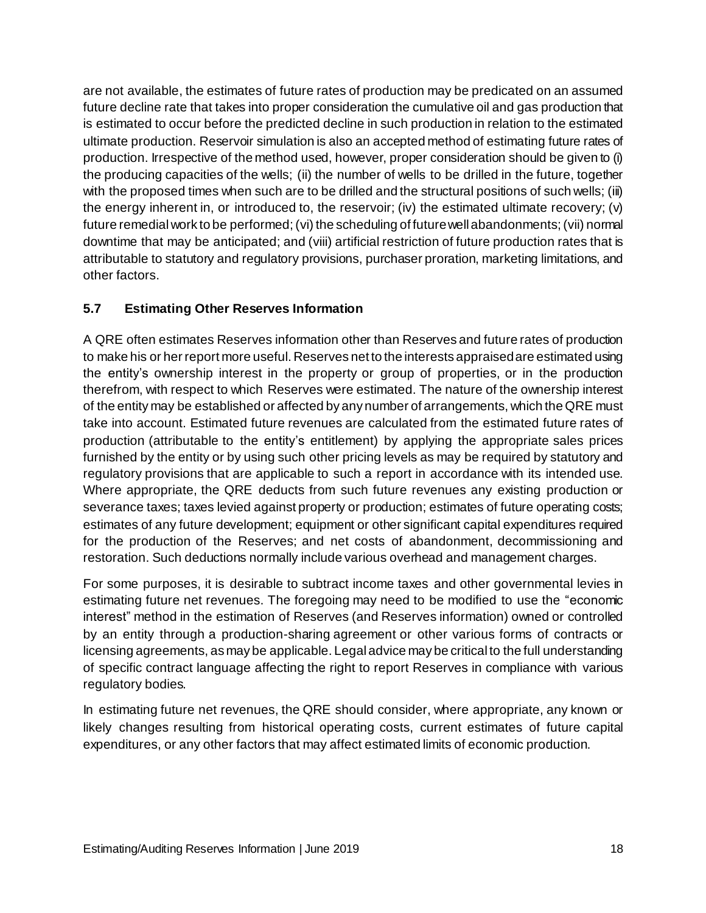are not available, the estimates of future rates of production may be predicated on an assumed future decline rate that takes into proper consideration the cumulative oil and gas production that is estimated to occur before the predicted decline in such production in relation to the estimated ultimate production. Reservoir simulation is also an accepted method of estimating future rates of production. Irrespective of the method used, however, proper consideration should be given to (i) the producing capacities of the wells; (ii) the number of wells to be drilled in the future, together with the proposed times when such are to be drilled and the structural positions of such wells; (iii) the energy inherent in, or introduced to, the reservoir; (iv) the estimated ultimate recovery; (v) future remedial work to be performed; (vi) the scheduling of future well abandonments; (vii) normal downtime that may be anticipated; and (viii) artificial restriction of future production rates that is attributable to statutory and regulatory provisions, purchaser proration, marketing limitations, and other factors.

### 5.7 Estimating Other Reserves Information

A QRE often estimates Reserves information other than Reserves and future rates of production to make his or her report more useful. Reserves net to the interests appraised are estimated using the entity's ownership interest in the property or group of properties, or in the production therefrom, with respect to which Reserves were estimated. The nature of the ownership interest of the entity may be established or affected by any number of arrangements, which the QRE must take into account. Estimated future revenues are calculated from the estimated future rates of production (attributable to the entity's entitlement) by applying the appropriate sales prices furnished by the entity or by using such other pricing levels as may be required by statutory and regulatory provisions that are applicable to such a report in accordance with its intended use. Where appropriate, the QRE deducts from such future revenues any existing production or severance taxes; taxes levied against property or production; estimates of future operating costs; estimates of any future development; equipment or other significant capital expenditures required for the production of the Reserves; and net costs of abandonment, decommissioning and restoration. Such deductions normally include various overhead and management charges.

For some purposes, it is desirable to subtract income taxes and other governmental levies in estimating future net revenues. The foregoing may need to be modified to use the "economic interest" method in the estimation of Reserves (and Reserves information) owned or controlled by an entity through a production-sharing agreement or other various forms of contracts or licensing agreements, as may be applicable. Legal advice may be critical to the full understanding of specific contract language affecting the right to report Reserves in compliance with various regulatory bodies.

In estimating future net revenues, the QRE should consider, where appropriate, any known or likely changes resulting from historical operating costs, current estimates of future capital expenditures, or any other factors that may affect estimated limits of economic production.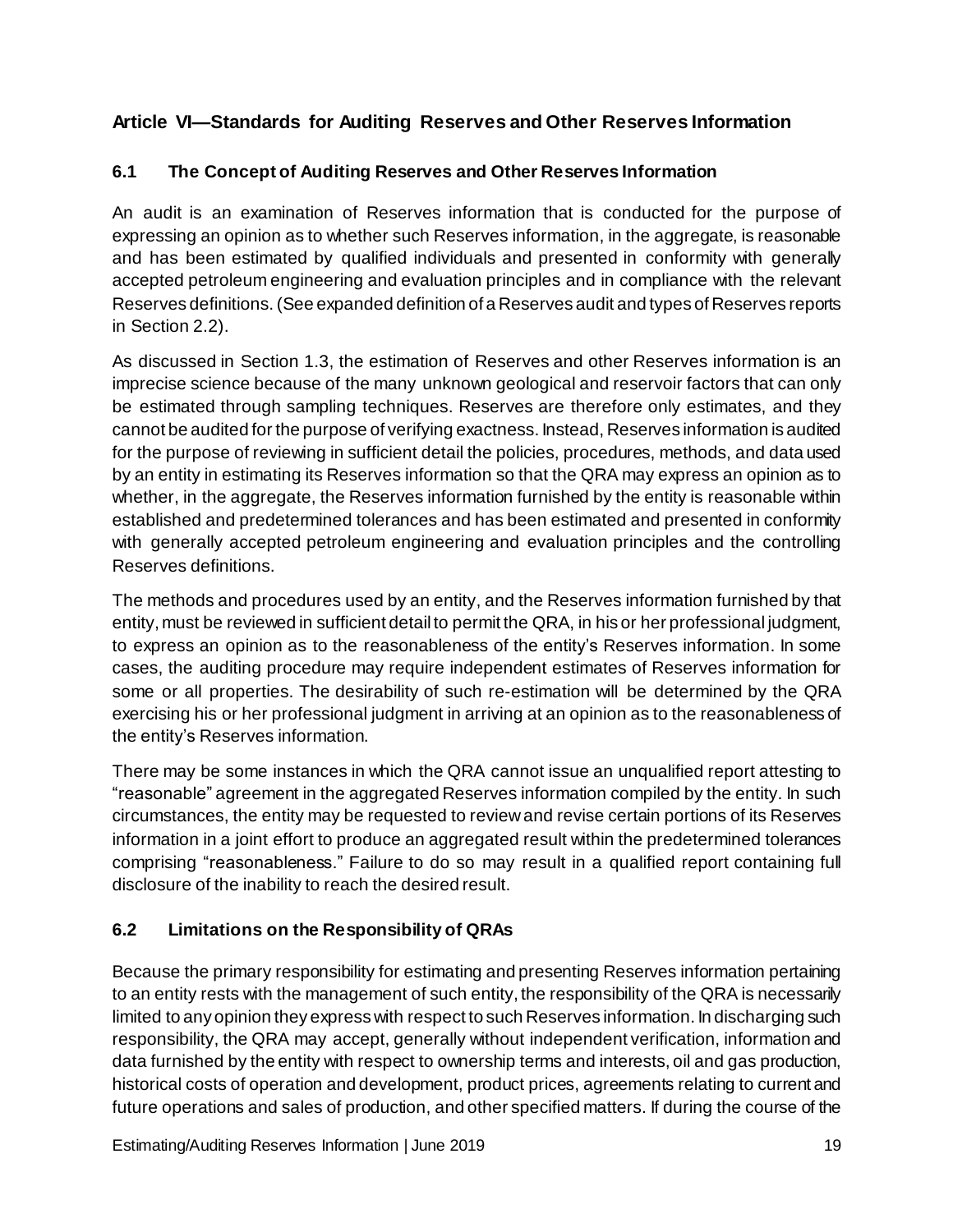## Article VI—Standards for Auditing Reserves and Other Reserves Information

### 6.1 The Concept of Auditing Reserves and Other Reserves Information

An audit is an examination of Reserves information that is conducted for the purpose of expressing an opinion as to whether such Reserves information, in the aggregate, is reasonable and has been estimated by qualified individuals and presented in conformity with generally accepted petroleum engineering and evaluation principles and in compliance with the relevant Reserves definitions. (See expanded definition of a Reserves audit and types of Reserves reports in Section 2.2).

As discussed in Section 1.3, the estimation of Reserves and other Reserves information is an imprecise science because of the many unknown geological and reservoir factors that can only be estimated through sampling techniques. Reserves are therefore only estimates, and they cannot be audited for the purpose of verifying exactness. Instead, Reserves information is audited for the purpose of reviewing in sufficient detail the policies, procedures, methods, and data used by an entity in estimating its Reserves information so that the QRA may express an opinion as to whether, in the aggregate, the Reserves information furnished by the entity is reasonable within established and predetermined tolerances and has been estimated and presented in conformity with generally accepted petroleum engineering and evaluation principles and the controlling Reserves definitions.

The methods and procedures used by an entity, and the Reserves information furnished by that entity, must be reviewed in sufficient detail to permit the QRA, in his or her professional judgment, to express an opinion as to the reasonableness of the entity's Reserves information. In some cases, the auditing procedure may require independent estimates of Reserves information for some or all properties. The desirability of such re-estimation will be determined by the QRA exercising his or her professional judgment in arriving at an opinion as to the reasonableness of the entity's Reserves information.

There may be some instances in which the QRA cannot issue an unqualified report attesting to "reasonable" agreement in the aggregated Reserves information compiled by the entity. In such circumstances, the entity may be requested to review and revise certain portions of its Reserves information in a joint effort to produce an aggregated result within the predetermined tolerances comprising "reasonableness." Failure to do so may result in a qualified report containing full disclosure of the inability to reach the desired result.

### 6.2 Limitations on the Responsibility of QRAs

Because the primary responsibility for estimating and presenting Reserves information pertaining to an entity rests with the management of such entity, the responsibility of the QRA is necessarily limited to any opinion they express with respect to such Reserves information. In discharging such responsibility, the QRA may accept, generally without independent verification, information and data furnished by the entity with respect to ownership terms and interests, oil and gas production, historical costs of operation and development, product prices, agreements relating to current and future operations and sales of production, and other specified matters. If during the course of the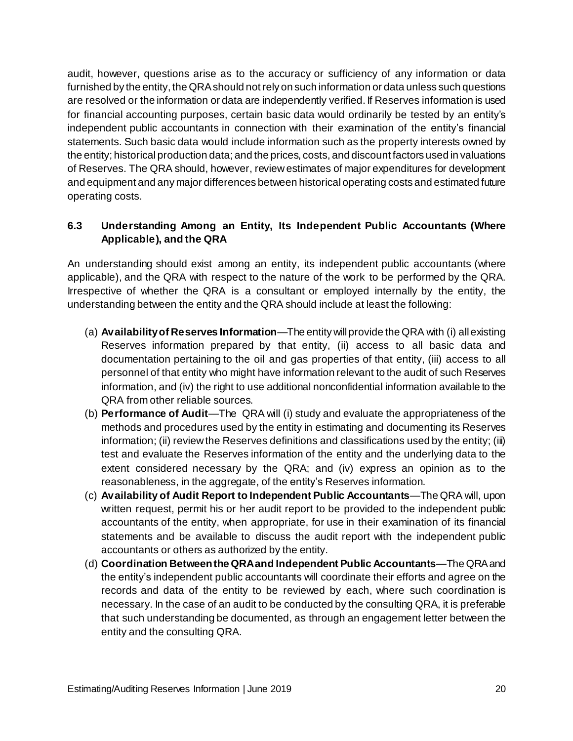audit, however, questions arise as to the accuracy or sufficiency of any information or data furnished by the entity, the QRA should not rely on such information or data unless such questions are resolved or the information or data are independently verified. If Reserves information is used for financial accounting purposes, certain basic data would ordinarily be tested by an entity's independent public accountants in connection with their examination of the entity's financial statements. Such basic data would include information such as the property interests owned by the entity; historical production data; and the prices, costs, and discount factors used in valuations of Reserves. The QRA should, however, review estimates of major expenditures for development and equipment and any major differences between historical operating costs and estimated future operating costs.

### 6.3 Understanding Among an Entity, Its Independent Public Accountants (Where Applicable), and the QRA

An understanding should exist among an entity, its independent public accountants (where applicable), and the QRA with respect to the nature of the work to be performed by the QRA. Irrespective of whether the QRA is a consultant or employed internally by the entity, the understanding between the entity and the QRA should include at least the following:

(a) **Availability of Reserves Information**—The entity will provide the QRA with (i) all existing Reserves information prepared by that entity, (ii) access to all basic data and documentation pertaining to the oil and gas properties of that entity, (iii) access to all personnel of that entity who might have information relevant to the audit of such Reserves information, and (iv) the right to use additional nonconfidential information available to the QRA from other reliable sources.

(b) **Performance of Audit**—The QRA will (i) study and evaluate the appropriateness of the methods and procedures used by the entity in estimating and documenting its Reserves information; (ii) review the Reserves definitions and classifications used by the entity; (iii) test and evaluate the Reserves information of the entity and the underlying data to the extent considered necessary by the QRA; and (iv) express an opinion as to the reasonableness, in the aggregate, of the entity's Reserves information.

(c) **Availability of Audit Report to Independent Public Accountants**—The QRA will, upon written request, permit his or her audit report to be provided to the independent public accountants of the entity, when appropriate, for use in their examination of its financial statements and be available to discuss the audit report with the independent public accountants or others as authorized by the entity.

(d) **Coordination Between the QRA and Independent Public Accountants**—The QRA and the entity's independent public accountants will coordinate their efforts and agree on the records and data of the entity to be reviewed by each, where such coordination is necessary. In the case of an audit to be conducted by the consulting QRA, it is preferable that such understanding be documented, as through an engagement letter between the entity and the consulting QRA.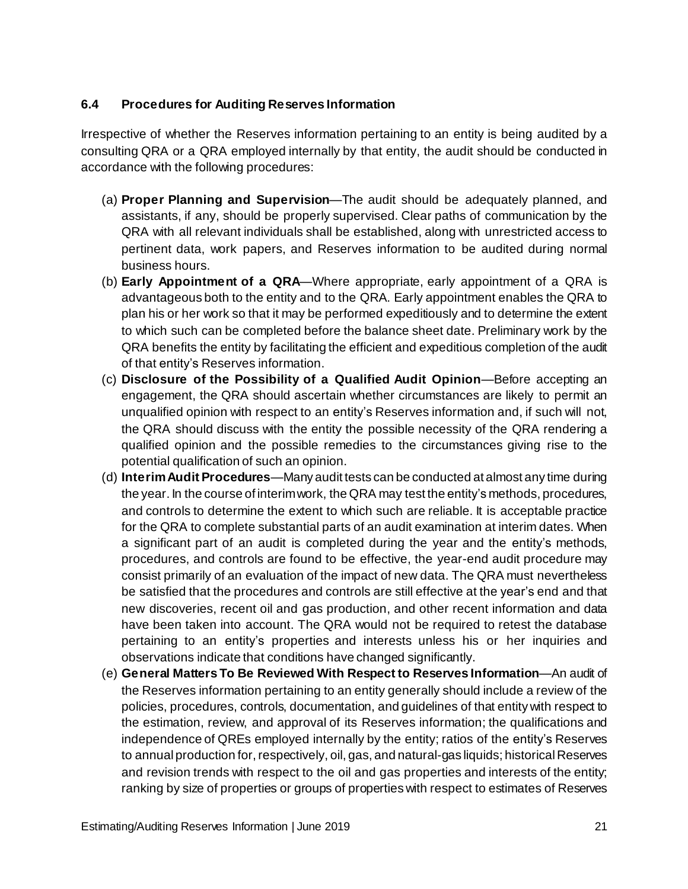### 6.4 Procedures for Auditing Reserves Information

Irrespective of whether the Reserves information pertaining to an entity is being audited by a consulting QRA or a QRA employed internally by that entity, the audit should be conducted in accordance with the following procedures:

(a) **Proper Planning and Supervision**—The audit should be adequately planned, and assistants, if any, should be properly supervised. Clear paths of communication by the QRA with all relevant individuals shall be established, along with unrestricted access to pertinent data, work papers, and Reserves information to be audited during normal business hours.

(b) **Early Appointment of a QRA**—Where appropriate, early appointment of a QRA is advantageous both to the entity and to the QRA. Early appointment enables the QRA to plan his or her work so that it may be performed expeditiously and to determine the extent to which such can be completed before the balance sheet date. Preliminary work by the QRA benefits the entity by facilitating the efficient and expeditious completion of the audit of that entity's Reserves information.

(c) **Disclosure of the Possibility of a Qualified Audit Opinion**—Before accepting an engagement, the QRA should ascertain whether circumstances are likely to permit an unqualified opinion with respect to an entity's Reserves information and, if such will not, the QRA should discuss with the entity the possible necessity of the QRA rendering a qualified opinion and the possible remedies to the circumstances giving rise to the potential qualification of such an opinion.

(d) **Interim Audit Procedures**—Many audit tests can be conducted at almost any time during the year. In the course of interim work, the QRA may test the entity's methods, procedures, and controls to determine the extent to which such are reliable. It is acceptable practice for the QRA to complete substantial parts of an audit examination at interim dates. When a significant part of an audit is completed during the year and the entity's methods, procedures, and controls are found to be effective, the year-end audit procedure may consist primarily of an evaluation of the impact of new data. The QRA must nevertheless be satisfied that the procedures and controls are still effective at the year's end and that new discoveries, recent oil and gas production, and other recent information and data have been taken into account. The QRA would not be required to retest the database pertaining to an entity's properties and interests unless his or her inquiries and observations indicate that conditions have changed significantly.

(e) **General Matters To Be Reviewed With Respect to Reserves Information**—An audit of the Reserves information pertaining to an entity generally should include a review of the policies, procedures, controls, documentation, and guidelines of that entity with respect to the estimation, review, and approval of its Reserves information; the qualifications and independence of QREs employed internally by the entity; ratios of the entity's Reserves to annual production for, respectively, oil, gas, and natural-gas liquids; historical Reserves and revision trends with respect to the oil and gas properties and interests of the entity; ranking by size of properties or groups of properties with respect to estimates of Reserves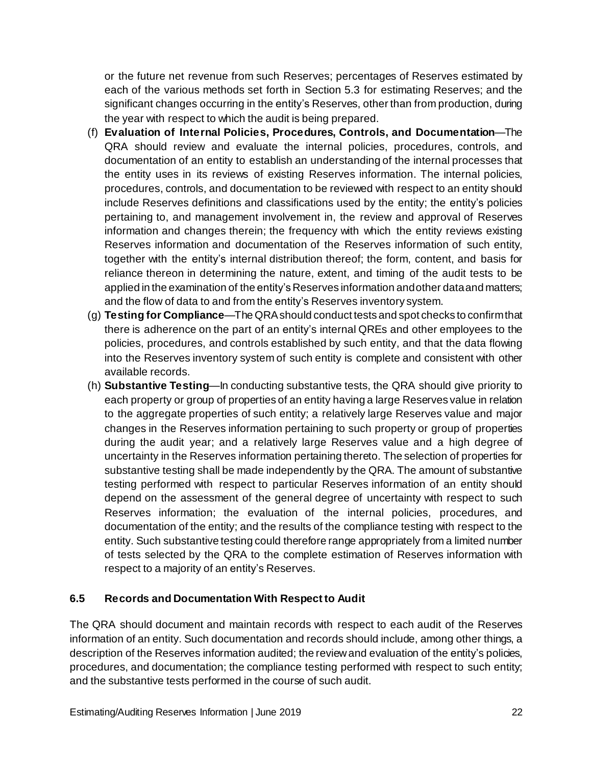or the future net revenue from such Reserves; percentages of Reserves estimated by each of the various methods set forth in Section 5.3 for estimating Reserves; and the significant changes occurring in the entity's Reserves, other than from production, during the year with respect to which the audit is being prepared.

(f) **Evaluation of Internal Policies, Procedures, Controls, and Documentation**—The QRA should review and evaluate the internal policies, procedures, controls, and documentation of an entity to establish an understanding of the internal processes that the entity uses in its reviews of existing Reserves information. The internal policies, procedures, controls, and documentation to be reviewed with respect to an entity should include Reserves definitions and classifications used by the entity; the entity's policies pertaining to, and management involvement in, the review and approval of Reserves information and changes therein; the frequency with which the entity reviews existing Reserves information and documentation of the Reserves information of such entity, together with the entity's internal distribution thereof; the form, content, and basis for reliance thereon in determining the nature, extent, and timing of the audit tests to be applied in the examination of the entity's Reserves information and other data and matters; and the flow of data to and from the entity's Reserves inventory system.

(g) **Testing for Compliance**—The QRA should conduct tests and spot checks to confirm that there is adherence on the part of an entity's internal QREs and other employees to the policies, procedures, and controls established by such entity, and that the data flowing into the Reserves inventory system of such entity is complete and consistent with other available records.

(h) **Substantive Testing**—In conducting substantive tests, the QRA should give priority to each property or group of properties of an entity having a large Reserves value in relation to the aggregate properties of such entity; a relatively large Reserves value and major changes in the Reserves information pertaining to such property or group of properties during the audit year; and a relatively large Reserves value and a high degree of uncertainty in the Reserves information pertaining thereto. The selection of properties for substantive testing shall be made independently by the QRA. The amount of substantive testing performed with respect to particular Reserves information of an entity should depend on the assessment of the general degree of uncertainty with respect to such Reserves information; the evaluation of the internal policies, procedures, and documentation of the entity; and the results of the compliance testing with respect to the entity. Such substantive testing could therefore range appropriately from a limited number of tests selected by the QRA to the complete estimation of Reserves information with respect to a majority of an entity's Reserves.

### 6.5 Records and Documentation With Respect to Audit

The QRA should document and maintain records with respect to each audit of the Reserves information of an entity. Such documentation and records should include, among other things, a description of the Reserves information audited; the review and evaluation of the entity's policies, procedures, and documentation; the compliance testing performed with respect to such entity; and the substantive tests performed in the course of such audit.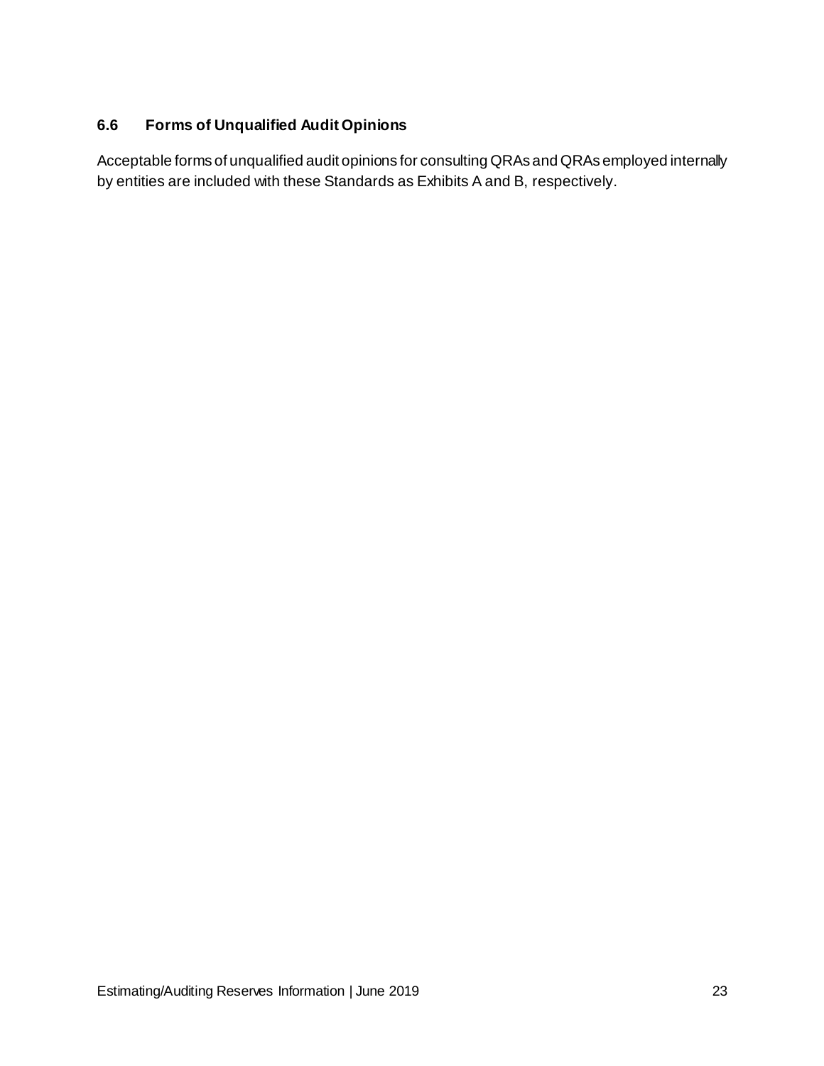### 6.6 Forms of Unqualified Audit Opinions

Acceptable forms of unqualified audit opinions for consulting QRAs and QRAs employed internally by entities are included with these Standards as Exhibits A and B, respectively.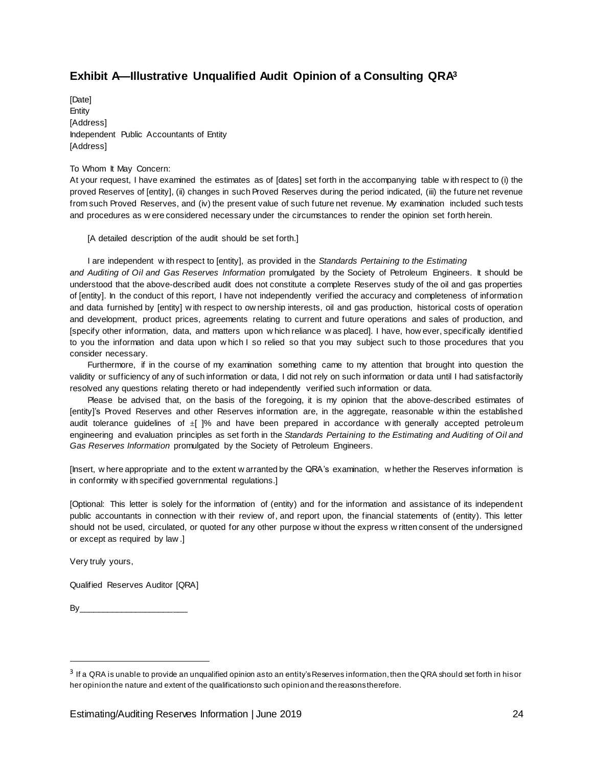## Exhibit A—Illustrative Unqualified Audit Opinion of a Consulting QRA[3]

[Date]
Entity
[Address]
Independent Public Accountants of Entity
[Address]

To Whom It May Concern:
At your request, I have examined the estimates as of [dates] set forth in the accompanying table with respect to (i) the proved Reserves of [entity], (ii) changes in such Proved Reserves during the period indicated, (iii) the future net revenue from such Proved Reserves, and (iv) the present value of such future net revenue. My examination included such tests and procedures as were considered necessary under the circumstances to render the opinion set forth herein.

[A detailed description of the audit should be set forth.]

I are independent with respect to [entity], as provided in the *Standards Pertaining to the Estimating and Auditing of Oil and Gas Reserves Information* promulgated by the Society of Petroleum Engineers. It should be understood that the above-described audit does not constitute a complete Reserves study of the oil and gas properties of [entity]. In the conduct of this report, I have not independently verified the accuracy and completeness of information and data furnished by [entity] with respect to ownership interests, oil and gas production, historical costs of operation and development, product prices, agreements relating to current and future operations and sales of production, and [specify other information, data, and matters upon which reliance was placed]. I have, however, specifically identified to you the information and data upon which I so relied so that you may subject such to those procedures that you consider necessary.

Furthermore, if in the course of my examination something came to my attention that brought into question the validity or sufficiency of any of such information or data, I did not rely on such information or data until I had satisfactorily resolved any questions relating thereto or had independently verified such information or data.

Please be advised that, on the basis of the foregoing, it is my opinion that the above-described estimates of [entity]'s Proved Reserves and other Reserves information are, in the aggregate, reasonable within the established audit tolerance guidelines of ±[ ]% and have been prepared in accordance with generally accepted petroleum engineering and evaluation principles as set forth in the *Standards Pertaining to the Estimating and Auditing of Oil and Gas Reserves Information* promulgated by the Society of Petroleum Engineers.

[Insert, where appropriate and to the extent warranted by the QRA's examination, whether the Reserves information is in conformity with specified governmental regulations.]

[Optional: This letter is solely for the information of (entity) and for the information and assistance of its independent public accountants in connection with their review of, and report upon, the financial statements of (entity). This letter should not be used, circulated, or quoted for any other purpose without the express written consent of the undersigned or except as required by law.]

Very truly yours,

Qualified Reserves Auditor [QRA]

By______________________

[3] If a QRA is unable to provide an unqualified opinion as to an entity's Reserves information, then the QRA should set forth in his or her opinion the nature and extent of the qualifications to such opinion and the reasons therefore.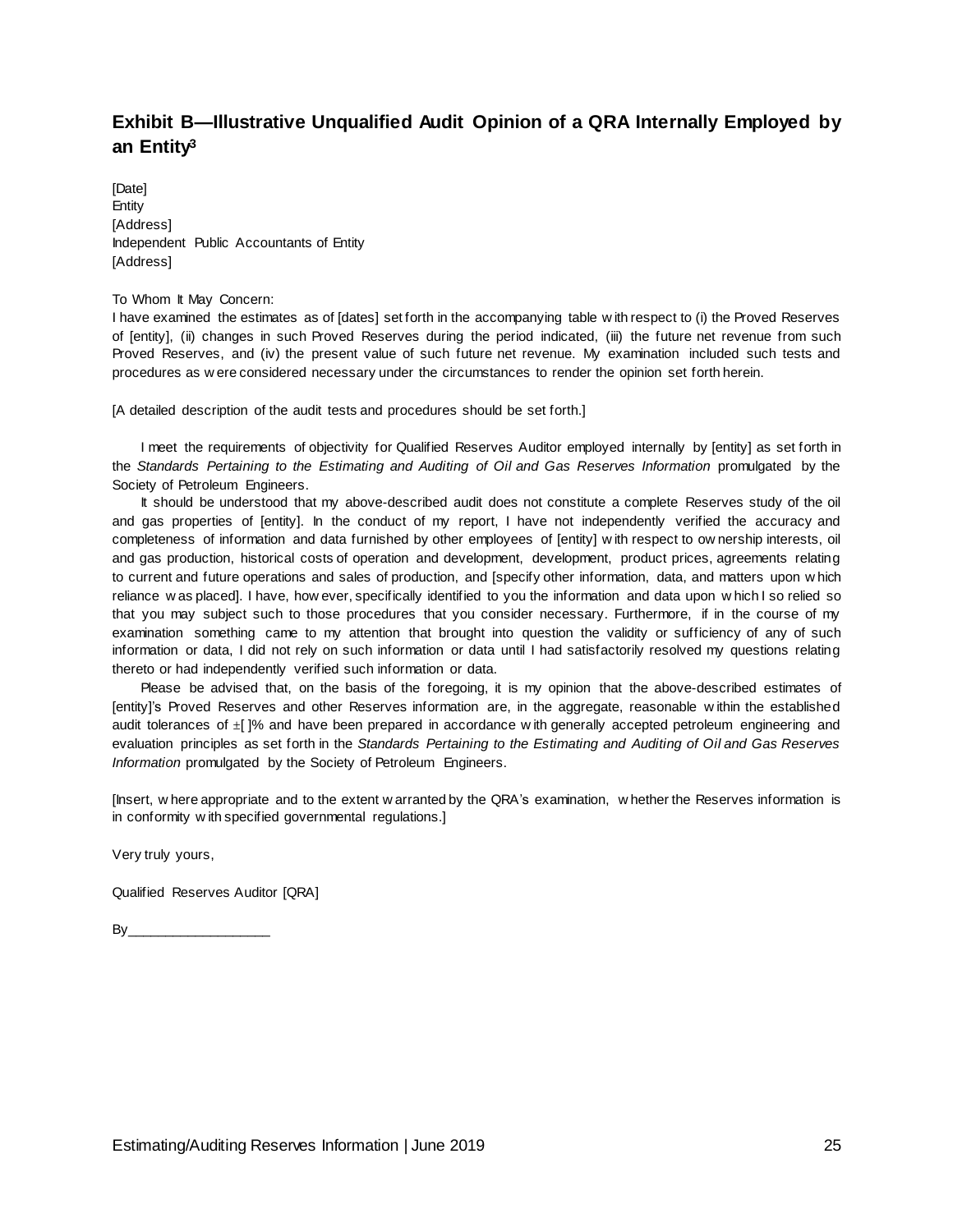## Exhibit B—Illustrative Unqualified Audit Opinion of a QRA Internally Employed by an Entity[3]

[Date]
Entity
[Address]
Independent Public Accountants of Entity
[Address]

To Whom It May Concern:
I have examined the estimates as of [dates] set forth in the accompanying table with respect to (i) the Proved Reserves of [entity], (ii) changes in such Proved Reserves during the period indicated, (iii) the future net revenue from such Proved Reserves, and (iv) the present value of such future net revenue. My examination included such tests and procedures as were considered necessary under the circumstances to render the opinion set forth herein.

[A detailed description of the audit tests and procedures should be set forth.]

I meet the requirements of objectivity for Qualified Reserves Auditor employed internally by [entity] as set forth in the *Standards Pertaining to the Estimating and Auditing of Oil and Gas Reserves Information* promulgated by the Society of Petroleum Engineers.

It should be understood that my above-described audit does not constitute a complete Reserves study of the oil and gas properties of [entity]. In the conduct of my report, I have not independently verified the accuracy and completeness of information and data furnished by other employees of [entity] with respect to ownership interests, oil and gas production, historical costs of operation and development, development, product prices, agreements relating to current and future operations and sales of production, and [specify other information, data, and matters upon which reliance was placed]. I have, however, specifically identified to you the information and data upon which I so relied so that you may subject such to those procedures that you consider necessary. Furthermore, if in the course of my examination something came to my attention that brought into question the validity or sufficiency of any of such information or data, I did not rely on such information or data until I had satisfactorily resolved my questions relating thereto or had independently verified such information or data.

Please be advised that, on the basis of the foregoing, it is my opinion that the above-described estimates of [entity]'s Proved Reserves and other Reserves information are, in the aggregate, reasonable within the established audit tolerances of ±[ ]% and have been prepared in accordance with generally accepted petroleum engineering and evaluation principles as set forth in the *Standards Pertaining to the Estimating and Auditing of Oil and Gas Reserves Information* promulgated by the Society of Petroleum Engineers.

[Insert, where appropriate and to the extent warranted by the QRA's examination, whether the Reserves information is in conformity with specified governmental regulations.]

Very truly yours,

Qualified Reserves Auditor [QRA]

By__________________